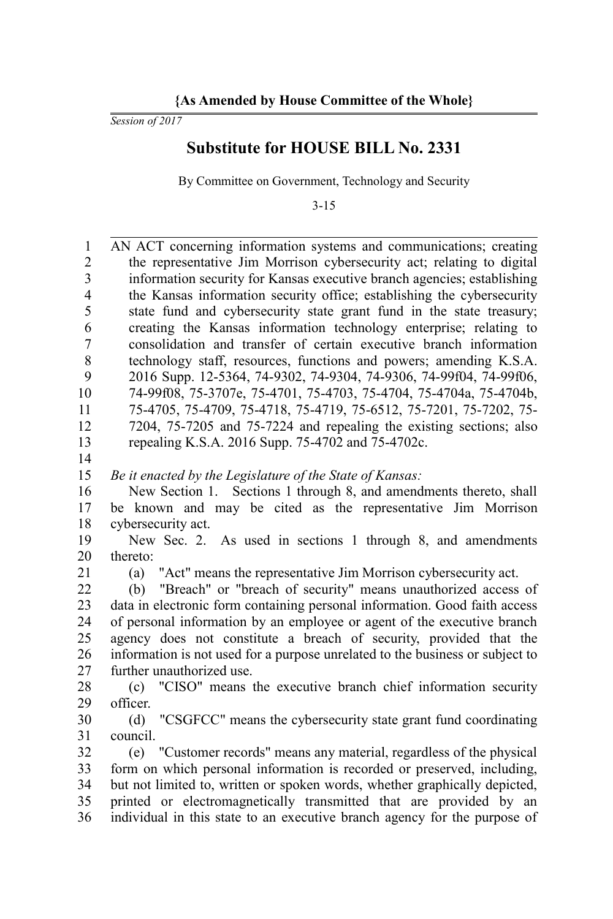**{As Amended by House Committee of the Whole}**

*Session of 2017*

# Substitute for HOUSE BILL No. 2331

By Committee on Government, Technology and Security

3-15

AN ACT concerning information systems and communications; creating the representative Jim Morrison cybersecurity act; relating to digital information security for Kansas executive branch agencies; establishing the Kansas information security office; establishing the cybersecurity state fund and cybersecurity state grant fund in the state treasury; creating the Kansas information technology enterprise; relating to consolidation and transfer of certain executive branch information technology staff, resources, functions and powers; amending K.S.A. 2016 Supp. 12-5364, 74-9302, 74-9304, 74-9306, 74-99f04, 74-99f06, 74-99f08, 75-3707e, 75-4701, 75-4703, 75-4704, 75-4704a, 75-4704b, 75-4705, 75-4709, 75-4718, 75-4719, 75-6512, 75-7201, 75-7202, 75-7204, 75-7205 and 75-7224 and repealing the existing sections; also repealing K.S.A. 2016 Supp. 75-4702 and 75-4702c.

*Be it enacted by the Legislature of the State of Kansas:*

New Section 1. Sections 1 through 8, and amendments thereto, shall be known and may be cited as the representative Jim Morrison cybersecurity act.

New Sec. 2. As used in sections 1 through 8, and amendments thereto:

(a) "Act" means the representative Jim Morrison cybersecurity act.

(b) "Breach" or "breach of security" means unauthorized access of data in electronic form containing personal information. Good faith access of personal information by an employee or agent of the executive branch agency does not constitute a breach of security, provided that the information is not used for a purpose unrelated to the business or subject to further unauthorized use.

(c) "CISO" means the executive branch chief information security officer.

(d) "CSGFCC" means the cybersecurity state grant fund coordinating council.

(e) "Customer records" means any material, regardless of the physical form on which personal information is recorded or preserved, including, but not limited to, written or spoken words, whether graphically depicted, printed or electromagnetically transmitted that are provided by an individual in this state to an executive branch agency for the purpose of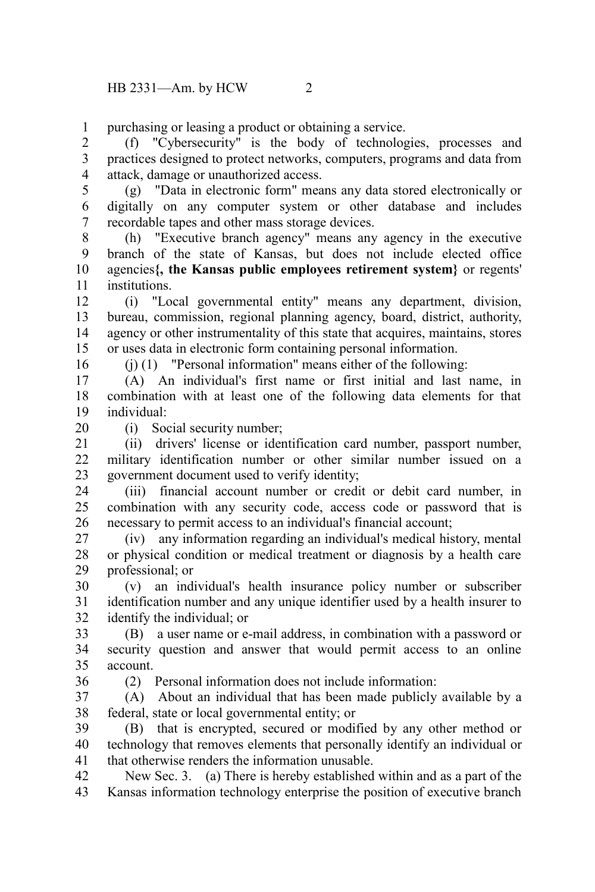purchasing or leasing a product or obtaining a service.

(f) "Cybersecurity" is the body of technologies, processes and practices designed to protect networks, computers, programs and data from attack, damage or unauthorized access.

(g) "Data in electronic form" means any data stored electronically or digitally on any computer system or other database and includes recordable tapes and other mass storage devices.

(h) "Executive branch agency" means any agency in the executive branch of the state of Kansas, but does not include elected office agencies**{, the Kansas public employees retirement system}** or regents' institutions.

(i) "Local governmental entity" means any department, division, bureau, commission, regional planning agency, board, district, authority, agency or other instrumentality of this state that acquires, maintains, stores or uses data in electronic form containing personal information.

(j) (1) "Personal information" means either of the following:

(A) An individual's first name or first initial and last name, in combination with at least one of the following data elements for that individual:

(i) Social security number;

(ii) drivers' license or identification card number, passport number, military identification number or other similar number issued on a government document used to verify identity;

(iii) financial account number or credit or debit card number, in combination with any security code, access code or password that is necessary to permit access to an individual's financial account;

(iv) any information regarding an individual's medical history, mental or physical condition or medical treatment or diagnosis by a health care professional; or

(v) an individual's health insurance policy number or subscriber identification number and any unique identifier used by a health insurer to identify the individual; or

(B) a user name or e-mail address, in combination with a password or security question and answer that would permit access to an online account.

(2) Personal information does not include information:

(A) About an individual that has been made publicly available by a federal, state or local governmental entity; or

(B) that is encrypted, secured or modified by any other method or technology that removes elements that personally identify an individual or that otherwise renders the information unusable.

New Sec. 3. (a) There is hereby established within and as a part of the Kansas information technology enterprise the position of executive branch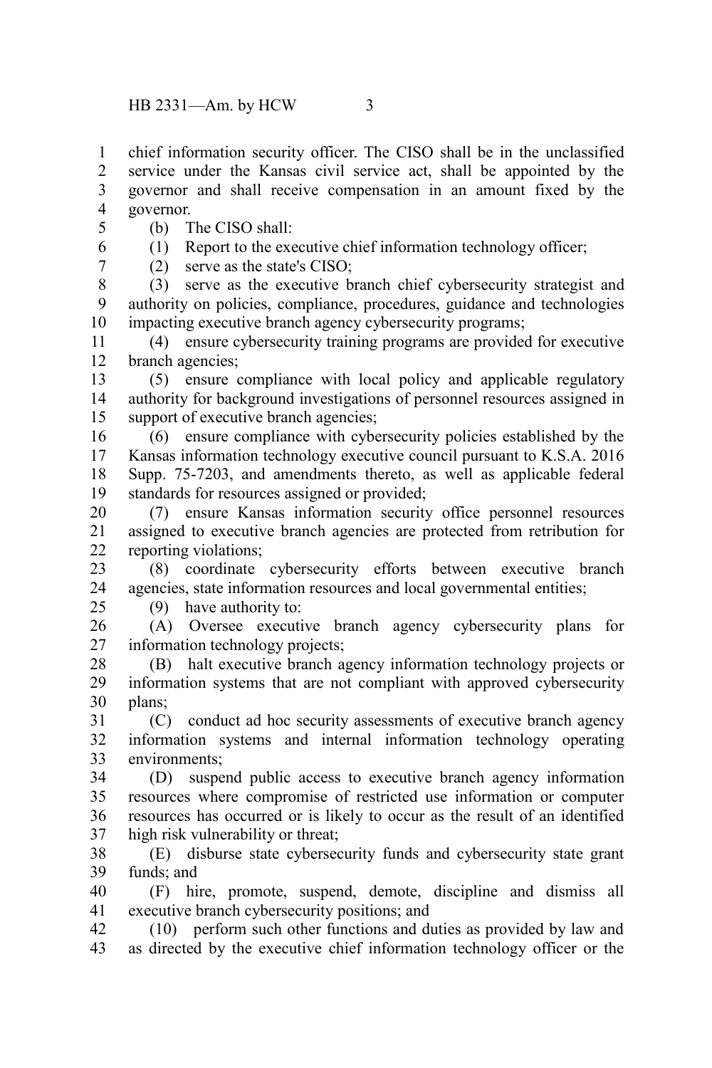chief information security officer. The CISO shall be in the unclassified service under the Kansas civil service act, shall be appointed by the governor and shall receive compensation in an amount fixed by the governor.

(b) The CISO shall:

(1) Report to the executive chief information technology officer;

(2) serve as the state's CISO;

(3) serve as the executive branch chief cybersecurity strategist and authority on policies, compliance, procedures, guidance and technologies impacting executive branch agency cybersecurity programs;

(4) ensure cybersecurity training programs are provided for executive branch agencies;

(5) ensure compliance with local policy and applicable regulatory authority for background investigations of personnel resources assigned in support of executive branch agencies;

(6) ensure compliance with cybersecurity policies established by the Kansas information technology executive council pursuant to K.S.A. 2016 Supp. 75-7203, and amendments thereto, as well as applicable federal standards for resources assigned or provided;

(7) ensure Kansas information security office personnel resources assigned to executive branch agencies are protected from retribution for reporting violations;

(8) coordinate cybersecurity efforts between executive branch agencies, state information resources and local governmental entities;

(9) have authority to:

(A) Oversee executive branch agency cybersecurity plans for information technology projects;

(B) halt executive branch agency information technology projects or information systems that are not compliant with approved cybersecurity plans;

(C) conduct ad hoc security assessments of executive branch agency information systems and internal information technology operating environments;

(D) suspend public access to executive branch agency information resources where compromise of restricted use information or computer resources has occurred or is likely to occur as the result of an identified high risk vulnerability or threat;

(E) disburse state cybersecurity funds and cybersecurity state grant funds; and

(F) hire, promote, suspend, demote, discipline and dismiss all executive branch cybersecurity positions; and

(10) perform such other functions and duties as provided by law and as directed by the executive chief information technology officer or the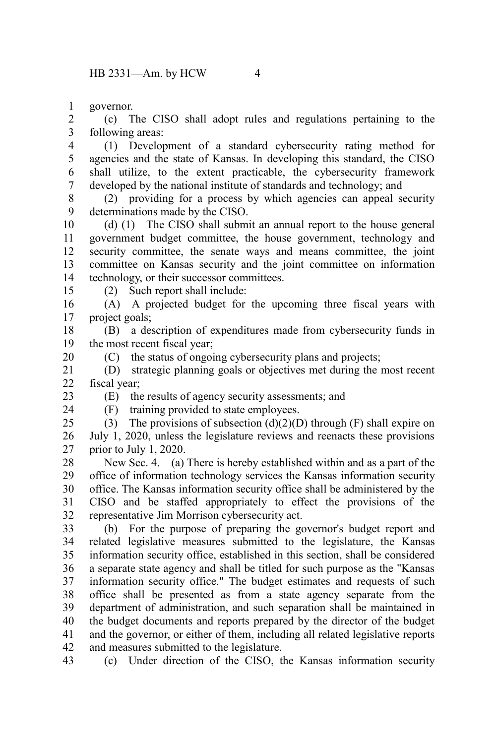governor.

(c) The CISO shall adopt rules and regulations pertaining to the following areas:

(1) Development of a standard cybersecurity rating method for agencies and the state of Kansas. In developing this standard, the CISO shall utilize, to the extent practicable, the cybersecurity framework developed by the national institute of standards and technology; and

(2) providing for a process by which agencies can appeal security determinations made by the CISO.

(d) (1) The CISO shall submit an annual report to the house general government budget committee, the house government, technology and security committee, the senate ways and means committee, the joint committee on Kansas security and the joint committee on information technology, or their successor committees.

(2) Such report shall include:

(A) A projected budget for the upcoming three fiscal years with project goals;

(B) a description of expenditures made from cybersecurity funds in the most recent fiscal year;

(C) the status of ongoing cybersecurity plans and projects;

(D) strategic planning goals or objectives met during the most recent fiscal year;

(E) the results of agency security assessments; and

(F) training provided to state employees.

(3) The provisions of subsection (d)(2)(D) through (F) shall expire on July 1, 2020, unless the legislature reviews and reenacts these provisions prior to July 1, 2020.

New Sec. 4. (a) There is hereby established within and as a part of the office of information technology services the Kansas information security office. The Kansas information security office shall be administered by the CISO and be staffed appropriately to effect the provisions of the representative Jim Morrison cybersecurity act.

(b) For the purpose of preparing the governor's budget report and related legislative measures submitted to the legislature, the Kansas information security office, established in this section, shall be considered a separate state agency and shall be titled for such purpose as the "Kansas information security office." The budget estimates and requests of such office shall be presented as from a state agency separate from the department of administration, and such separation shall be maintained in the budget documents and reports prepared by the director of the budget and the governor, or either of them, including all related legislative reports and measures submitted to the legislature.

(c) Under direction of the CISO, the Kansas information security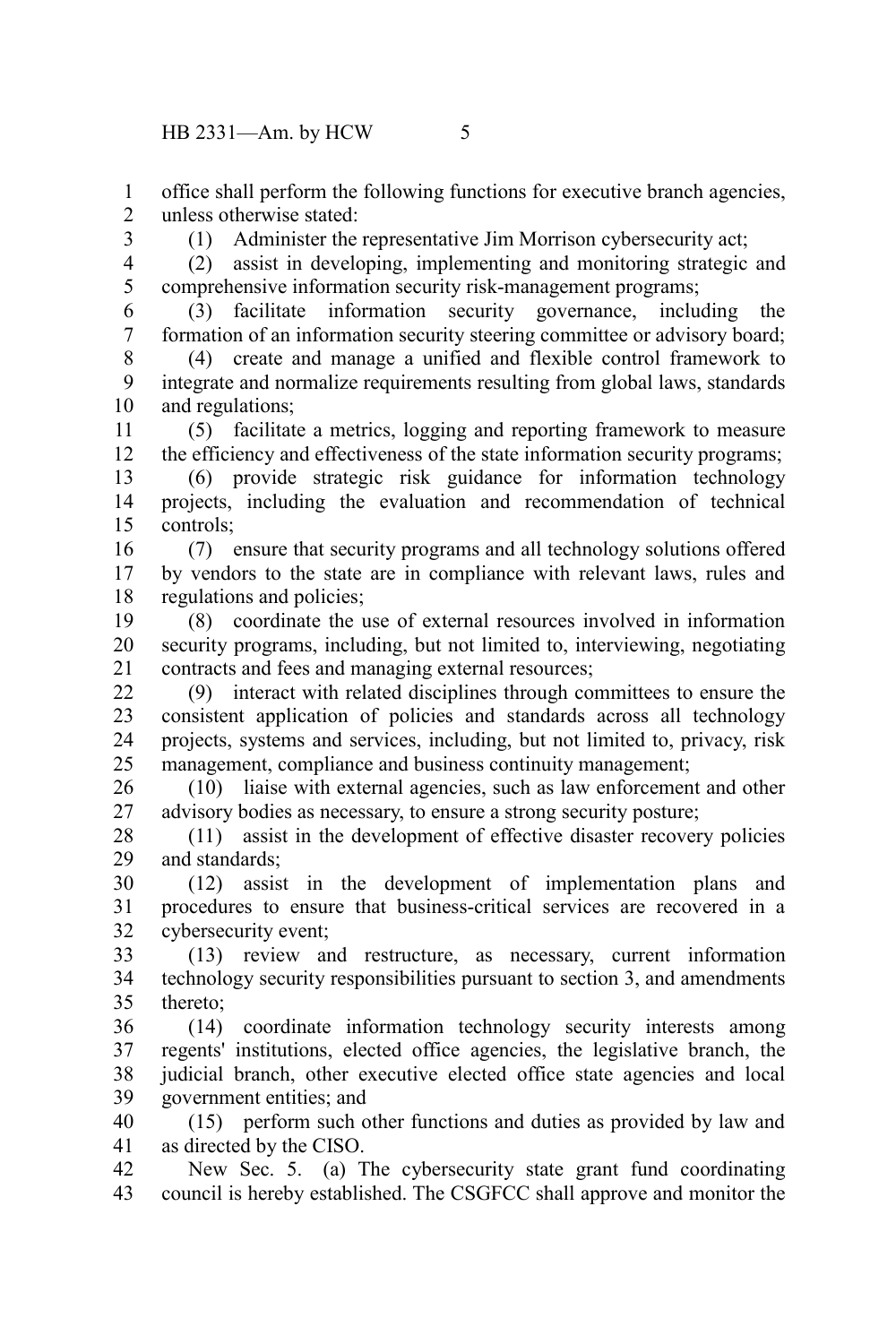office shall perform the following functions for executive branch agencies, unless otherwise stated:

(1) Administer the representative Jim Morrison cybersecurity act;

(2) assist in developing, implementing and monitoring strategic and comprehensive information security risk-management programs;

(3) facilitate information security governance, including the formation of an information security steering committee or advisory board;

(4) create and manage a unified and flexible control framework to integrate and normalize requirements resulting from global laws, standards and regulations;

(5) facilitate a metrics, logging and reporting framework to measure the efficiency and effectiveness of the state information security programs;

(6) provide strategic risk guidance for information technology projects, including the evaluation and recommendation of technical controls;

(7) ensure that security programs and all technology solutions offered by vendors to the state are in compliance with relevant laws, rules and regulations and policies;

(8) coordinate the use of external resources involved in information security programs, including, but not limited to, interviewing, negotiating contracts and fees and managing external resources;

(9) interact with related disciplines through committees to ensure the consistent application of policies and standards across all technology projects, systems and services, including, but not limited to, privacy, risk management, compliance and business continuity management;

(10) liaise with external agencies, such as law enforcement and other advisory bodies as necessary, to ensure a strong security posture;

(11) assist in the development of effective disaster recovery policies and standards;

(12) assist in the development of implementation plans and procedures to ensure that business-critical services are recovered in a cybersecurity event;

(13) review and restructure, as necessary, current information technology security responsibilities pursuant to section 3, and amendments thereto;

(14) coordinate information technology security interests among regents' institutions, elected office agencies, the legislative branch, the judicial branch, other executive elected office state agencies and local government entities; and

(15) perform such other functions and duties as provided by law and as directed by the CISO.

New Sec. 5. (a) The cybersecurity state grant fund coordinating council is hereby established. The CSGFCC shall approve and monitor the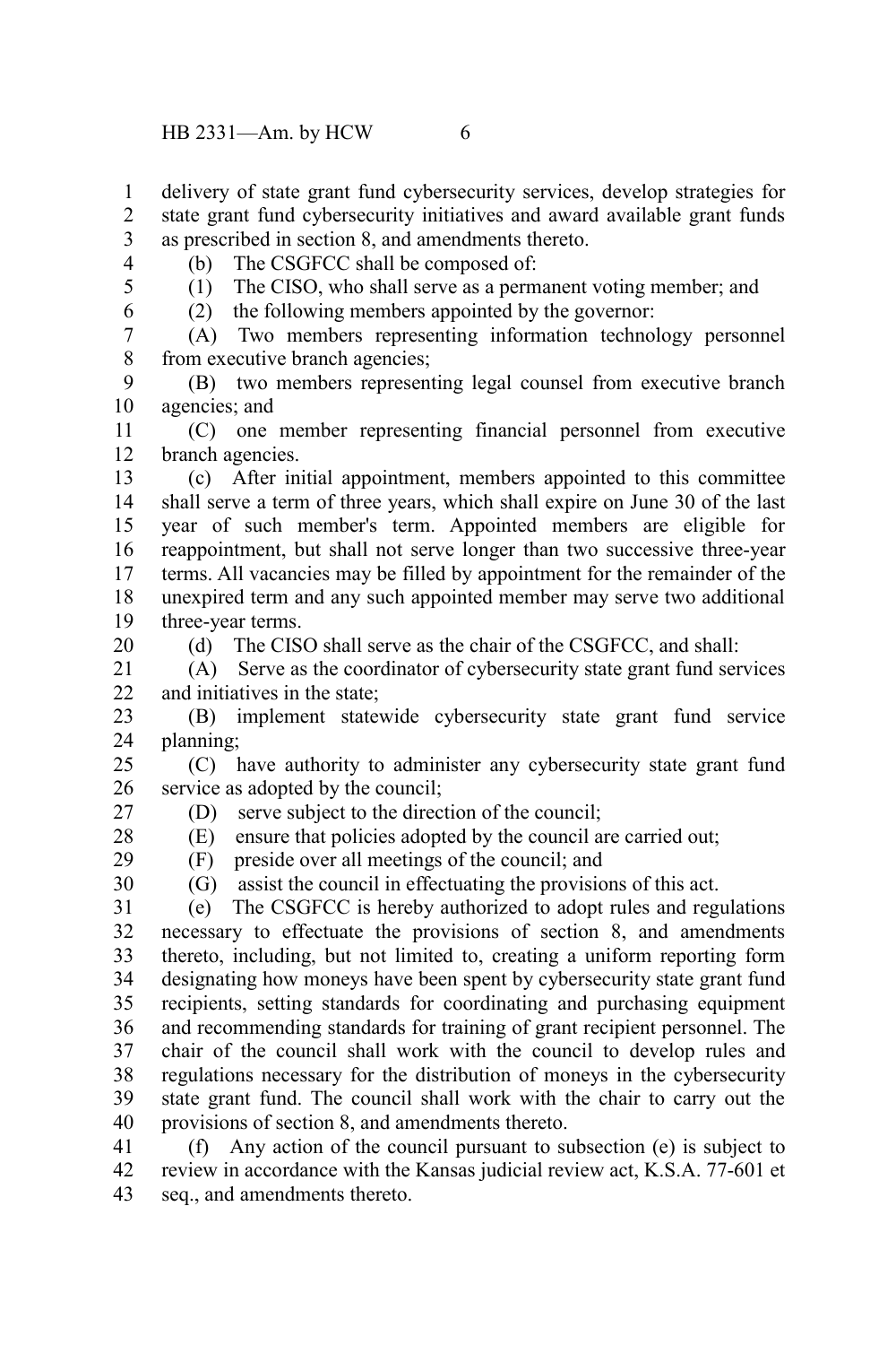delivery of state grant fund cybersecurity services, develop strategies for state grant fund cybersecurity initiatives and award available grant funds as prescribed in section 8, and amendments thereto.

(b) The CSGFCC shall be composed of:

(1) The CISO, who shall serve as a permanent voting member; and

(2) the following members appointed by the governor:

(A) Two members representing information technology personnel from executive branch agencies;

(B) two members representing legal counsel from executive branch agencies; and

(C) one member representing financial personnel from executive branch agencies.

(c) After initial appointment, members appointed to this committee shall serve a term of three years, which shall expire on June 30 of the last year of such member's term. Appointed members are eligible for reappointment, but shall not serve longer than two successive three-year terms. All vacancies may be filled by appointment for the remainder of the unexpired term and any such appointed member may serve two additional three-year terms.

(d) The CISO shall serve as the chair of the CSGFCC, and shall:

(A) Serve as the coordinator of cybersecurity state grant fund services and initiatives in the state;

(B) implement statewide cybersecurity state grant fund service planning;

(C) have authority to administer any cybersecurity state grant fund service as adopted by the council;

(D) serve subject to the direction of the council;

(E) ensure that policies adopted by the council are carried out;

(F) preside over all meetings of the council; and

(G) assist the council in effectuating the provisions of this act.

(e) The CSGFCC is hereby authorized to adopt rules and regulations necessary to effectuate the provisions of section 8, and amendments thereto, including, but not limited to, creating a uniform reporting form designating how moneys have been spent by cybersecurity state grant fund recipients, setting standards for coordinating and purchasing equipment and recommending standards for training of grant recipient personnel. The chair of the council shall work with the council to develop rules and regulations necessary for the distribution of moneys in the cybersecurity state grant fund. The council shall work with the chair to carry out the provisions of section 8, and amendments thereto.

(f) Any action of the council pursuant to subsection (e) is subject to review in accordance with the Kansas judicial review act, K.S.A. 77-601 et seq., and amendments thereto.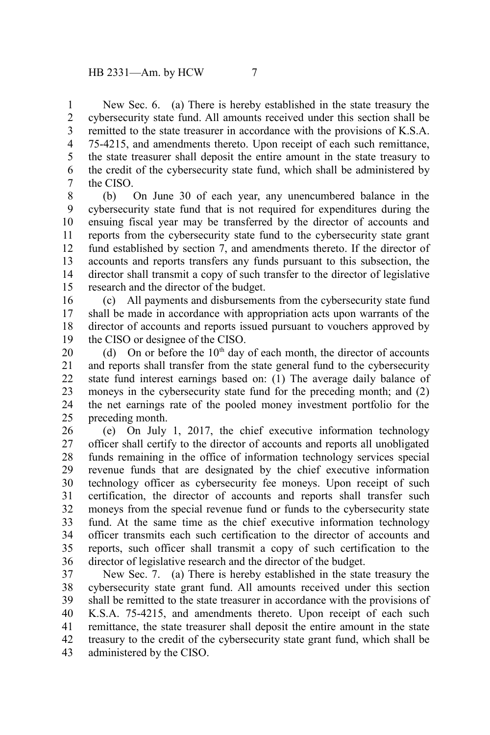New Sec. 6. (a) There is hereby established in the state treasury the cybersecurity state fund. All amounts received under this section shall be remitted to the state treasurer in accordance with the provisions of K.S.A. 75-4215, and amendments thereto. Upon receipt of each such remittance, the state treasurer shall deposit the entire amount in the state treasury to the credit of the cybersecurity state fund, which shall be administered by the CISO.

(b) On June 30 of each year, any unencumbered balance in the cybersecurity state fund that is not required for expenditures during the ensuing fiscal year may be transferred by the director of accounts and reports from the cybersecurity state fund to the cybersecurity state grant fund established by section 7, and amendments thereto. If the director of accounts and reports transfers any funds pursuant to this subsection, the director shall transmit a copy of such transfer to the director of legislative research and the director of the budget.

(c) All payments and disbursements from the cybersecurity state fund shall be made in accordance with appropriation acts upon warrants of the director of accounts and reports issued pursuant to vouchers approved by the CISO or designee of the CISO.

(d) On or before the 10th day of each month, the director of accounts and reports shall transfer from the state general fund to the cybersecurity state fund interest earnings based on: (1) The average daily balance of moneys in the cybersecurity state fund for the preceding month; and (2) the net earnings rate of the pooled money investment portfolio for the preceding month.

(e) On July 1, 2017, the chief executive information technology officer shall certify to the director of accounts and reports all unobligated funds remaining in the office of information technology services special revenue funds that are designated by the chief executive information technology officer as cybersecurity fee moneys. Upon receipt of such certification, the director of accounts and reports shall transfer such moneys from the special revenue fund or funds to the cybersecurity state fund. At the same time as the chief executive information technology officer transmits each such certification to the director of accounts and reports, such officer shall transmit a copy of such certification to the director of legislative research and the director of the budget.

New Sec. 7. (a) There is hereby established in the state treasury the cybersecurity state grant fund. All amounts received under this section shall be remitted to the state treasurer in accordance with the provisions of K.S.A. 75-4215, and amendments thereto. Upon receipt of each such remittance, the state treasurer shall deposit the entire amount in the state treasury to the credit of the cybersecurity state grant fund, which shall be administered by the CISO.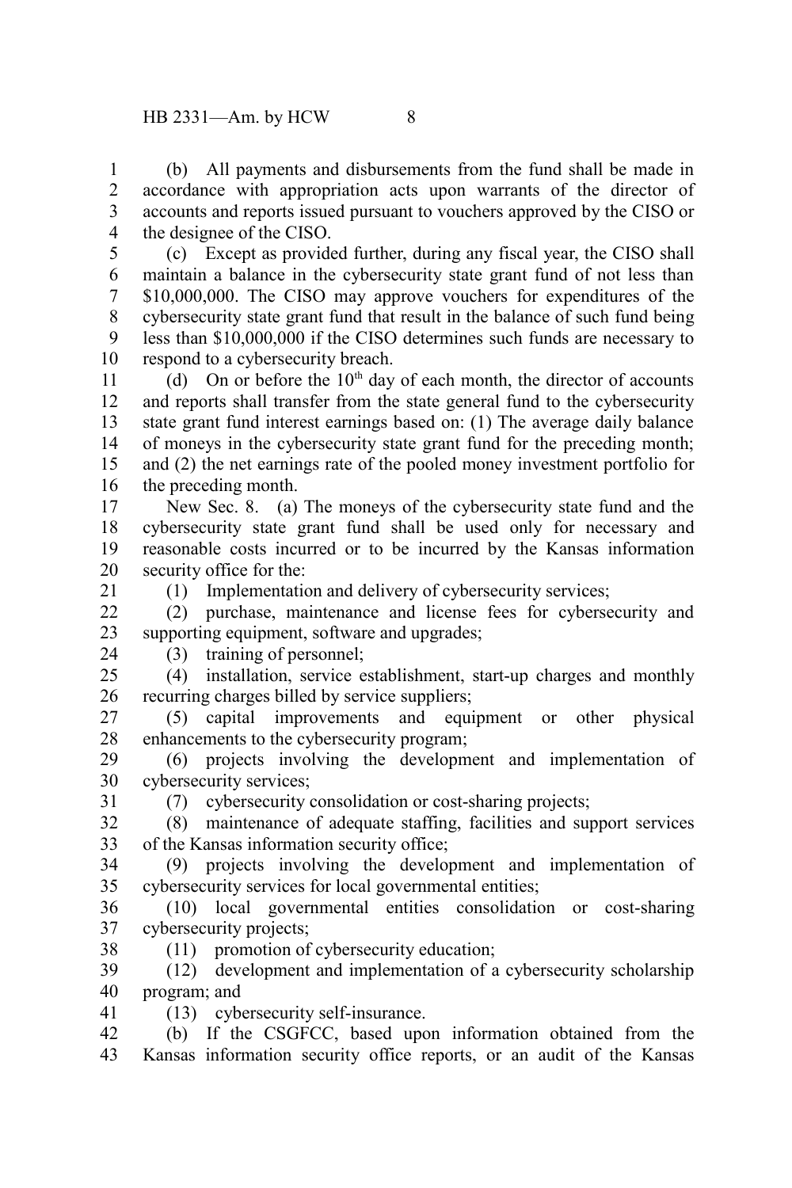(b) All payments and disbursements from the fund shall be made in accordance with appropriation acts upon warrants of the director of accounts and reports issued pursuant to vouchers approved by the CISO or the designee of the CISO.

(c) Except as provided further, during any fiscal year, the CISO shall maintain a balance in the cybersecurity state grant fund of not less than $10,000,000. The CISO may approve vouchers for expenditures of the cybersecurity state grant fund that result in the balance of such fund being less than $10,000,000 if the CISO determines such funds are necessary to respond to a cybersecurity breach.

(d) On or before the 10th day of each month, the director of accounts and reports shall transfer from the state general fund to the cybersecurity state grant fund interest earnings based on: (1) The average daily balance of moneys in the cybersecurity state grant fund for the preceding month; and (2) the net earnings rate of the pooled money investment portfolio for the preceding month.

New Sec. 8. (a) The moneys of the cybersecurity state fund and the cybersecurity state grant fund shall be used only for necessary and reasonable costs incurred or to be incurred by the Kansas information security office for the:

(1) Implementation and delivery of cybersecurity services;

(2) purchase, maintenance and license fees for cybersecurity and supporting equipment, software and upgrades;

(3) training of personnel;

(4) installation, service establishment, start-up charges and monthly recurring charges billed by service suppliers;

(5) capital improvements and equipment or other physical enhancements to the cybersecurity program;

(6) projects involving the development and implementation of cybersecurity services;

(7) cybersecurity consolidation or cost-sharing projects;

(8) maintenance of adequate staffing, facilities and support services of the Kansas information security office;

(9) projects involving the development and implementation of cybersecurity services for local governmental entities;

(10) local governmental entities consolidation or cost-sharing cybersecurity projects;

(11) promotion of cybersecurity education;

(12) development and implementation of a cybersecurity scholarship program; and

(13) cybersecurity self-insurance.

(b) If the CSGFCC, based upon information obtained from the Kansas information security office reports, or an audit of the Kansas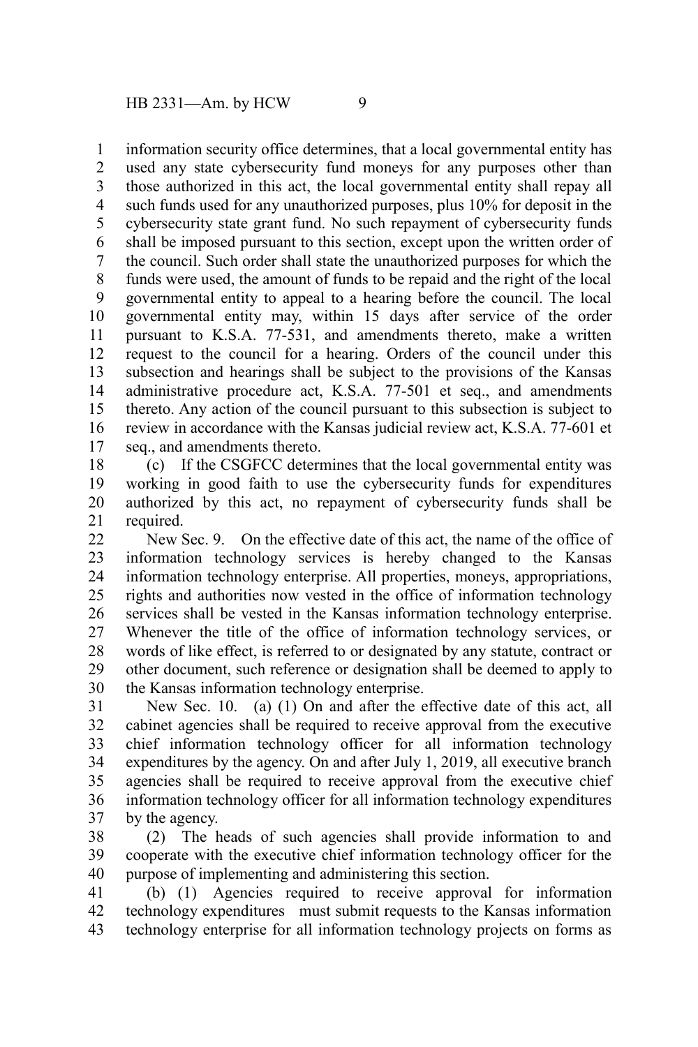information security office determines, that a local governmental entity has used any state cybersecurity fund moneys for any purposes other than those authorized in this act, the local governmental entity shall repay all such funds used for any unauthorized purposes, plus 10% for deposit in the cybersecurity state grant fund. No such repayment of cybersecurity funds shall be imposed pursuant to this section, except upon the written order of the council. Such order shall state the unauthorized purposes for which the funds were used, the amount of funds to be repaid and the right of the local governmental entity to appeal to a hearing before the council. The local governmental entity may, within 15 days after service of the order pursuant to K.S.A. 77-531, and amendments thereto, make a written request to the council for a hearing. Orders of the council under this subsection and hearings shall be subject to the provisions of the Kansas administrative procedure act, K.S.A. 77-501 et seq., and amendments thereto. Any action of the council pursuant to this subsection is subject to review in accordance with the Kansas judicial review act, K.S.A. 77-601 et seq., and amendments thereto.

(c) If the CSGFCC determines that the local governmental entity was working in good faith to use the cybersecurity funds for expenditures authorized by this act, no repayment of cybersecurity funds shall be required.

New Sec. 9. On the effective date of this act, the name of the office of information technology services is hereby changed to the Kansas information technology enterprise. All properties, moneys, appropriations, rights and authorities now vested in the office of information technology services shall be vested in the Kansas information technology enterprise. Whenever the title of the office of information technology services, or words of like effect, is referred to or designated by any statute, contract or other document, such reference or designation shall be deemed to apply to the Kansas information technology enterprise.

New Sec. 10. (a) (1) On and after the effective date of this act, all cabinet agencies shall be required to receive approval from the executive chief information technology officer for all information technology expenditures by the agency. On and after July 1, 2019, all executive branch agencies shall be required to receive approval from the executive chief information technology officer for all information technology expenditures by the agency.

(2) The heads of such agencies shall provide information to and cooperate with the executive chief information technology officer for the purpose of implementing and administering this section.

(b) (1) Agencies required to receive approval for information technology expenditures must submit requests to the Kansas information technology enterprise for all information technology projects on forms as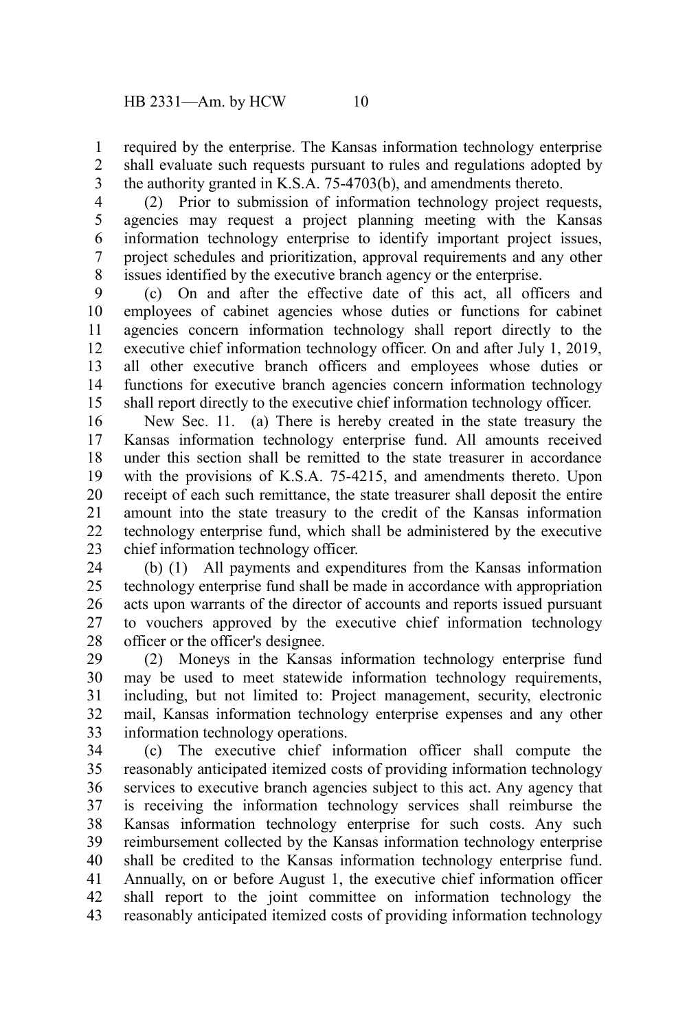required by the enterprise. The Kansas information technology enterprise shall evaluate such requests pursuant to rules and regulations adopted by the authority granted in K.S.A. 75-4703(b), and amendments thereto.

(2) Prior to submission of information technology project requests, agencies may request a project planning meeting with the Kansas information technology enterprise to identify important project issues, project schedules and prioritization, approval requirements and any other issues identified by the executive branch agency or the enterprise.

(c) On and after the effective date of this act, all officers and employees of cabinet agencies whose duties or functions for cabinet agencies concern information technology shall report directly to the executive chief information technology officer. On and after July 1, 2019, all other executive branch officers and employees whose duties or functions for executive branch agencies concern information technology shall report directly to the executive chief information technology officer.

New Sec. 11. (a) There is hereby created in the state treasury the Kansas information technology enterprise fund. All amounts received under this section shall be remitted to the state treasurer in accordance with the provisions of K.S.A. 75-4215, and amendments thereto. Upon receipt of each such remittance, the state treasurer shall deposit the entire amount into the state treasury to the credit of the Kansas information technology enterprise fund, which shall be administered by the executive chief information technology officer.

(b) (1) All payments and expenditures from the Kansas information technology enterprise fund shall be made in accordance with appropriation acts upon warrants of the director of accounts and reports issued pursuant to vouchers approved by the executive chief information technology officer or the officer's designee.

(2) Moneys in the Kansas information technology enterprise fund may be used to meet statewide information technology requirements, including, but not limited to: Project management, security, electronic mail, Kansas information technology enterprise expenses and any other information technology operations.

(c) The executive chief information officer shall compute the reasonably anticipated itemized costs of providing information technology services to executive branch agencies subject to this act. Any agency that is receiving the information technology services shall reimburse the Kansas information technology enterprise for such costs. Any such reimbursement collected by the Kansas information technology enterprise shall be credited to the Kansas information technology enterprise fund. Annually, on or before August 1, the executive chief information officer shall report to the joint committee on information technology the reasonably anticipated itemized costs of providing information technology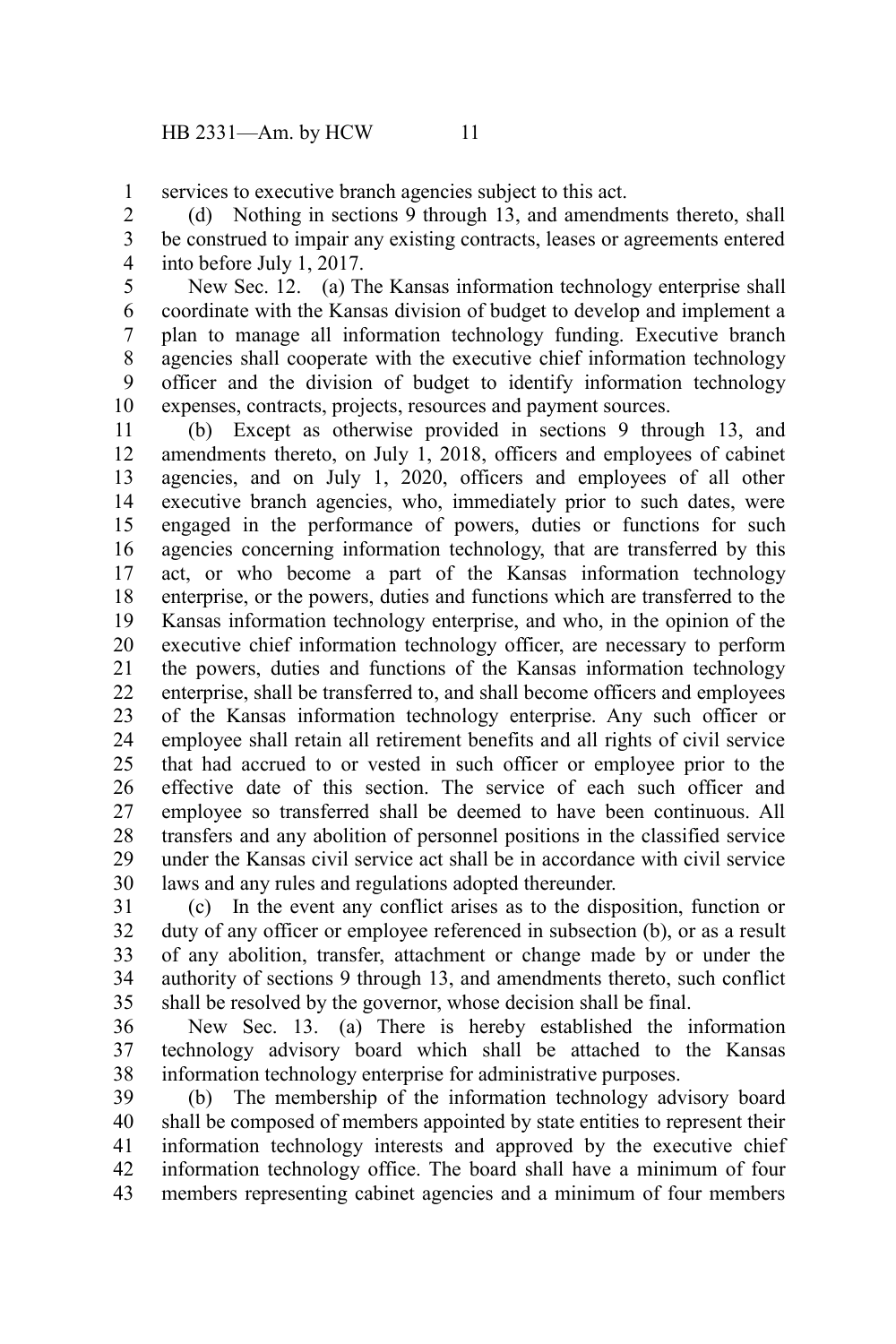services to executive branch agencies subject to this act.

(d) Nothing in sections 9 through 13, and amendments thereto, shall be construed to impair any existing contracts, leases or agreements entered into before July 1, 2017.

New Sec. 12. (a) The Kansas information technology enterprise shall coordinate with the Kansas division of budget to develop and implement a plan to manage all information technology funding. Executive branch agencies shall cooperate with the executive chief information technology officer and the division of budget to identify information technology expenses, contracts, projects, resources and payment sources.

(b) Except as otherwise provided in sections 9 through 13, and amendments thereto, on July 1, 2018, officers and employees of cabinet agencies, and on July 1, 2020, officers and employees of all other executive branch agencies, who, immediately prior to such dates, were engaged in the performance of powers, duties or functions for such agencies concerning information technology, that are transferred by this act, or who become a part of the Kansas information technology enterprise, or the powers, duties and functions which are transferred to the Kansas information technology enterprise, and who, in the opinion of the executive chief information technology officer, are necessary to perform the powers, duties and functions of the Kansas information technology enterprise, shall be transferred to, and shall become officers and employees of the Kansas information technology enterprise. Any such officer or employee shall retain all retirement benefits and all rights of civil service that had accrued to or vested in such officer or employee prior to the effective date of this section. The service of each such officer and employee so transferred shall be deemed to have been continuous. All transfers and any abolition of personnel positions in the classified service under the Kansas civil service act shall be in accordance with civil service laws and any rules and regulations adopted thereunder.

(c) In the event any conflict arises as to the disposition, function or duty of any officer or employee referenced in subsection (b), or as a result of any abolition, transfer, attachment or change made by or under the authority of sections 9 through 13, and amendments thereto, such conflict shall be resolved by the governor, whose decision shall be final.

New Sec. 13. (a) There is hereby established the information technology advisory board which shall be attached to the Kansas information technology enterprise for administrative purposes.

(b) The membership of the information technology advisory board shall be composed of members appointed by state entities to represent their information technology interests and approved by the executive chief information technology office. The board shall have a minimum of four members representing cabinet agencies and a minimum of four members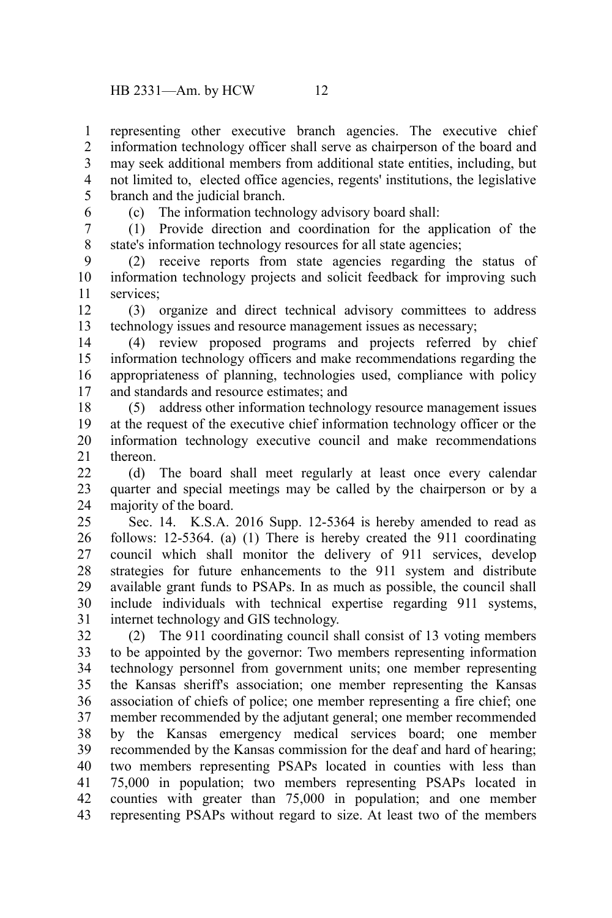representing other executive branch agencies. The executive chief information technology officer shall serve as chairperson of the board and may seek additional members from additional state entities, including, but not limited to, elected office agencies, regents' institutions, the legislative branch and the judicial branch.

(c) The information technology advisory board shall:

(1) Provide direction and coordination for the application of the state's information technology resources for all state agencies;

(2) receive reports from state agencies regarding the status of information technology projects and solicit feedback for improving such services;

(3) organize and direct technical advisory committees to address technology issues and resource management issues as necessary;

(4) review proposed programs and projects referred by chief information technology officers and make recommendations regarding the appropriateness of planning, technologies used, compliance with policy and standards and resource estimates; and

(5) address other information technology resource management issues at the request of the executive chief information technology officer or the information technology executive council and make recommendations thereon.

(d) The board shall meet regularly at least once every calendar quarter and special meetings may be called by the chairperson or by a majority of the board.

Sec. 14. K.S.A. 2016 Supp. 12-5364 is hereby amended to read as follows: 12-5364. (a) (1) There is hereby created the 911 coordinating council which shall monitor the delivery of 911 services, develop strategies for future enhancements to the 911 system and distribute available grant funds to PSAPs. In as much as possible, the council shall include individuals with technical expertise regarding 911 systems, internet technology and GIS technology.

(2) The 911 coordinating council shall consist of 13 voting members to be appointed by the governor: Two members representing information technology personnel from government units; one member representing the Kansas sheriff's association; one member representing the Kansas association of chiefs of police; one member representing a fire chief; one member recommended by the adjutant general; one member recommended by the Kansas emergency medical services board; one member recommended by the Kansas commission for the deaf and hard of hearing; two members representing PSAPs located in counties with less than 75,000 in population; two members representing PSAPs located in counties with greater than 75,000 in population; and one member representing PSAPs without regard to size. At least two of the members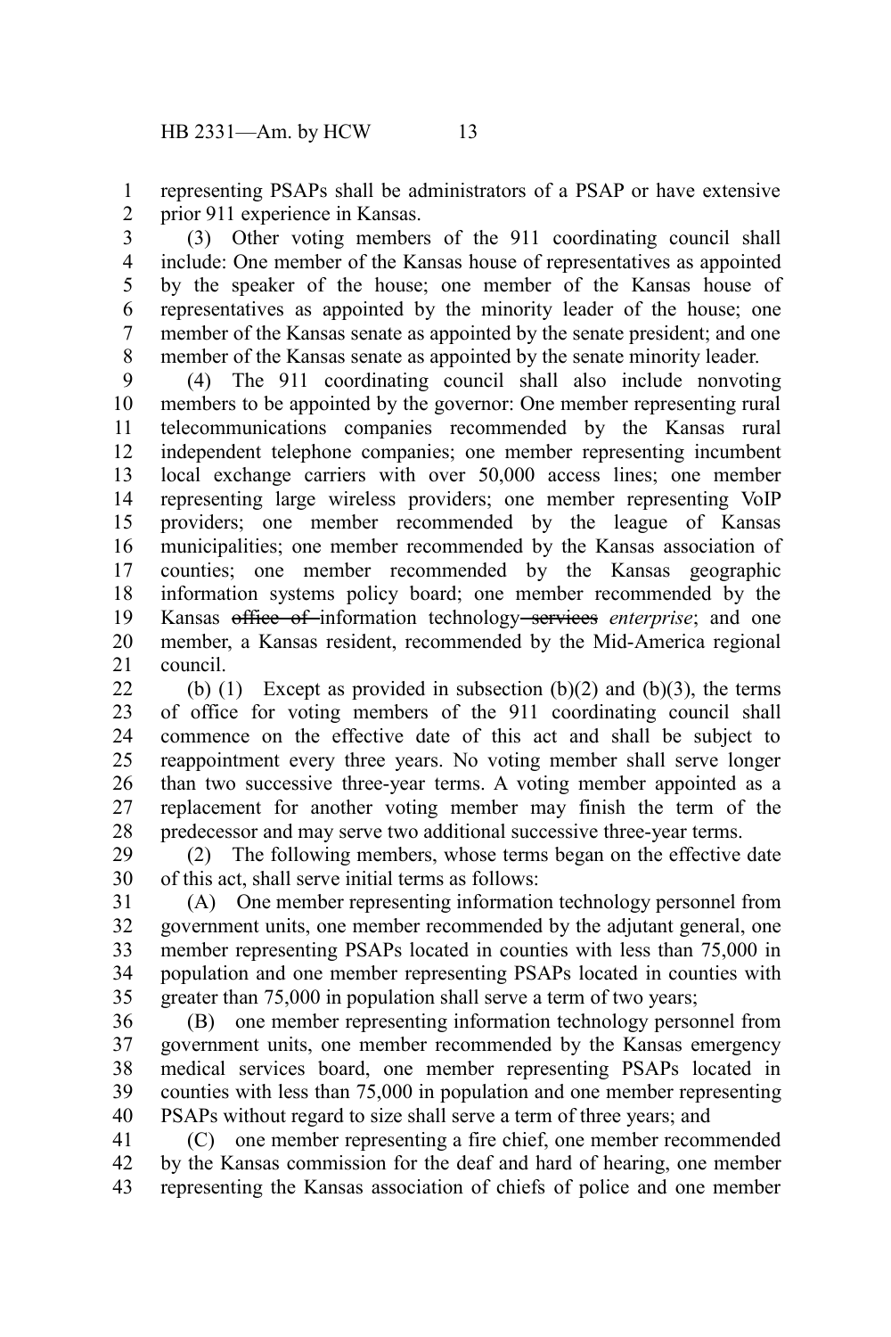representing PSAPs shall be administrators of a PSAP or have extensive prior 911 experience in Kansas.

(3) Other voting members of the 911 coordinating council shall include: One member of the Kansas house of representatives as appointed by the speaker of the house; one member of the Kansas house of representatives as appointed by the minority leader of the house; one member of the Kansas senate as appointed by the senate president; and one member of the Kansas senate as appointed by the senate minority leader.

(4) The 911 coordinating council shall also include nonvoting members to be appointed by the governor: One member representing rural telecommunications companies recommended by the Kansas rural independent telephone companies; one member representing incumbent local exchange carriers with over 50,000 access lines; one member representing large wireless providers; one member representing VoIP providers; one member recommended by the league of Kansas municipalities; one member recommended by the Kansas association of counties; one member recommended by the Kansas geographic information systems policy board; one member recommended by the Kansas ~~office of~~ information technology ~~services~~ *enterprise*; and one member, a Kansas resident, recommended by the Mid-America regional council.

(b) (1) Except as provided in subsection (b)(2) and (b)(3), the terms of office for voting members of the 911 coordinating council shall commence on the effective date of this act and shall be subject to reappointment every three years. No voting member shall serve longer than two successive three-year terms. A voting member appointed as a replacement for another voting member may finish the term of the predecessor and may serve two additional successive three-year terms.

(2) The following members, whose terms began on the effective date of this act, shall serve initial terms as follows:

(A) One member representing information technology personnel from government units, one member recommended by the adjutant general, one member representing PSAPs located in counties with less than 75,000 in population and one member representing PSAPs located in counties with greater than 75,000 in population shall serve a term of two years;

(B) one member representing information technology personnel from government units, one member recommended by the Kansas emergency medical services board, one member representing PSAPs located in counties with less than 75,000 in population and one member representing PSAPs without regard to size shall serve a term of three years; and

(C) one member representing a fire chief, one member recommended by the Kansas commission for the deaf and hard of hearing, one member representing the Kansas association of chiefs of police and one member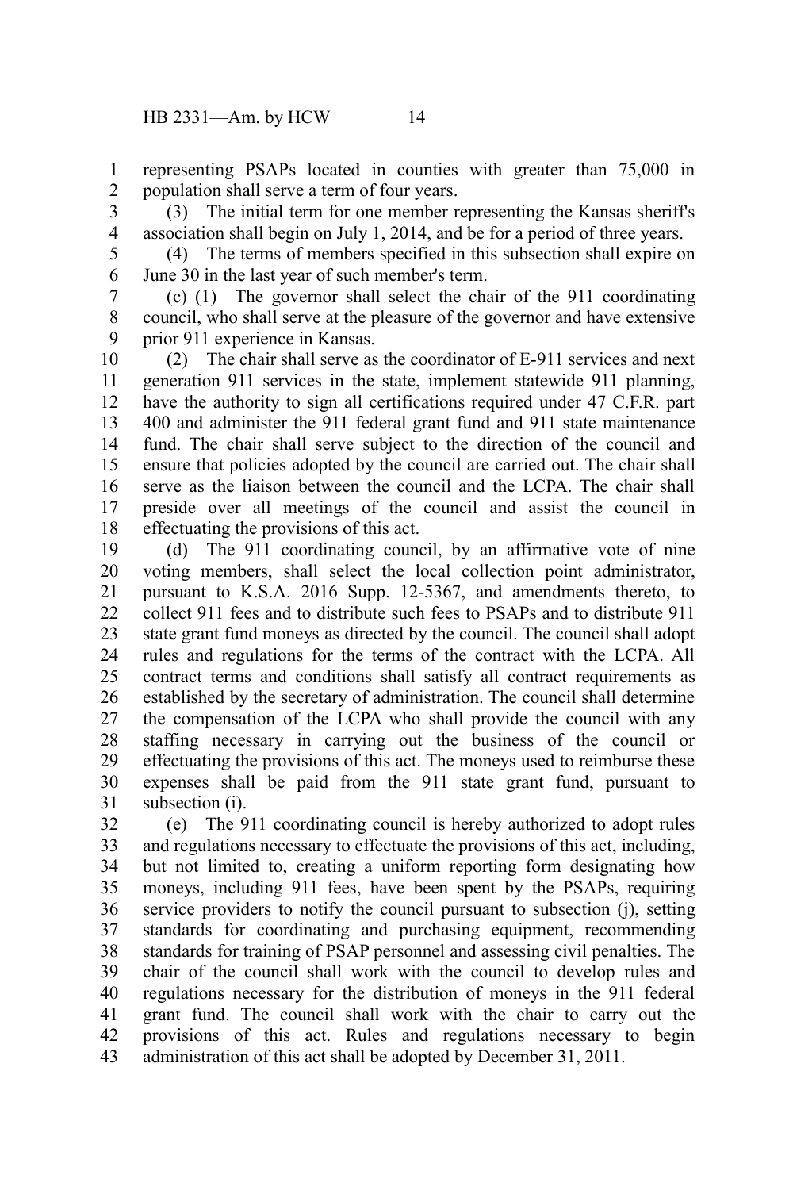representing PSAPs located in counties with greater than 75,000 in population shall serve a term of four years.

(3) The initial term for one member representing the Kansas sheriff's association shall begin on July 1, 2014, and be for a period of three years.

(4) The terms of members specified in this subsection shall expire on June 30 in the last year of such member's term.

(c) (1) The governor shall select the chair of the 911 coordinating council, who shall serve at the pleasure of the governor and have extensive prior 911 experience in Kansas.

(2) The chair shall serve as the coordinator of E-911 services and next generation 911 services in the state, implement statewide 911 planning, have the authority to sign all certifications required under 47 C.F.R. part 400 and administer the 911 federal grant fund and 911 state maintenance fund. The chair shall serve subject to the direction of the council and ensure that policies adopted by the council are carried out. The chair shall serve as the liaison between the council and the LCPA. The chair shall preside over all meetings of the council and assist the council in effectuating the provisions of this act.

(d) The 911 coordinating council, by an affirmative vote of nine voting members, shall select the local collection point administrator, pursuant to K.S.A. 2016 Supp. 12-5367, and amendments thereto, to collect 911 fees and to distribute such fees to PSAPs and to distribute 911 state grant fund moneys as directed by the council. The council shall adopt rules and regulations for the terms of the contract with the LCPA. All contract terms and conditions shall satisfy all contract requirements as established by the secretary of administration. The council shall determine the compensation of the LCPA who shall provide the council with any staffing necessary in carrying out the business of the council or effectuating the provisions of this act. The moneys used to reimburse these expenses shall be paid from the 911 state grant fund, pursuant to subsection (i).

(e) The 911 coordinating council is hereby authorized to adopt rules and regulations necessary to effectuate the provisions of this act, including, but not limited to, creating a uniform reporting form designating how moneys, including 911 fees, have been spent by the PSAPs, requiring service providers to notify the council pursuant to subsection (j), setting standards for coordinating and purchasing equipment, recommending standards for training of PSAP personnel and assessing civil penalties. The chair of the council shall work with the council to develop rules and regulations necessary for the distribution of moneys in the 911 federal grant fund. The council shall work with the chair to carry out the provisions of this act. Rules and regulations necessary to begin administration of this act shall be adopted by December 31, 2011.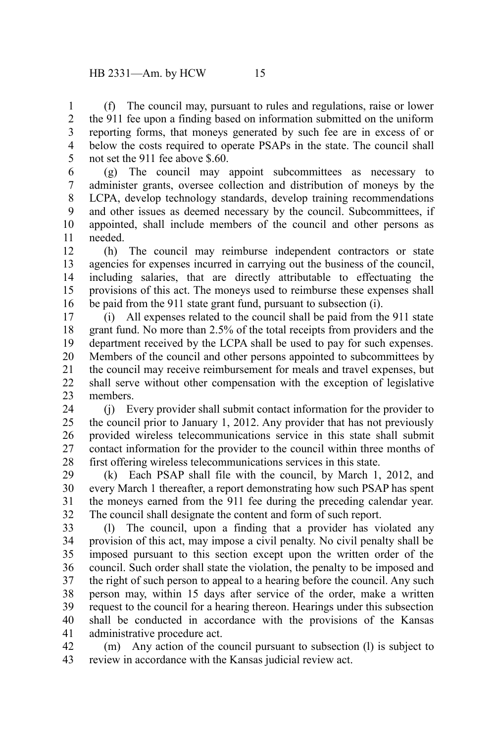(f) The council may, pursuant to rules and regulations, raise or lower the 911 fee upon a finding based on information submitted on the uniform reporting forms, that moneys generated by such fee are in excess of or below the costs required to operate PSAPs in the state. The council shall not set the 911 fee above $.60.

(g) The council may appoint subcommittees as necessary to administer grants, oversee collection and distribution of moneys by the LCPA, develop technology standards, develop training recommendations and other issues as deemed necessary by the council. Subcommittees, if appointed, shall include members of the council and other persons as needed.

(h) The council may reimburse independent contractors or state agencies for expenses incurred in carrying out the business of the council, including salaries, that are directly attributable to effectuating the provisions of this act. The moneys used to reimburse these expenses shall be paid from the 911 state grant fund, pursuant to subsection (i).

(i) All expenses related to the council shall be paid from the 911 state grant fund. No more than 2.5% of the total receipts from providers and the department received by the LCPA shall be used to pay for such expenses. Members of the council and other persons appointed to subcommittees by the council may receive reimbursement for meals and travel expenses, but shall serve without other compensation with the exception of legislative members.

(j) Every provider shall submit contact information for the provider to the council prior to January 1, 2012. Any provider that has not previously provided wireless telecommunications service in this state shall submit contact information for the provider to the council within three months of first offering wireless telecommunications services in this state.

(k) Each PSAP shall file with the council, by March 1, 2012, and every March 1 thereafter, a report demonstrating how such PSAP has spent the moneys earned from the 911 fee during the preceding calendar year. The council shall designate the content and form of such report.

(l) The council, upon a finding that a provider has violated any provision of this act, may impose a civil penalty. No civil penalty shall be imposed pursuant to this section except upon the written order of the council. Such order shall state the violation, the penalty to be imposed and the right of such person to appeal to a hearing before the council. Any such person may, within 15 days after service of the order, make a written request to the council for a hearing thereon. Hearings under this subsection shall be conducted in accordance with the provisions of the Kansas administrative procedure act.

(m) Any action of the council pursuant to subsection (l) is subject to review in accordance with the Kansas judicial review act.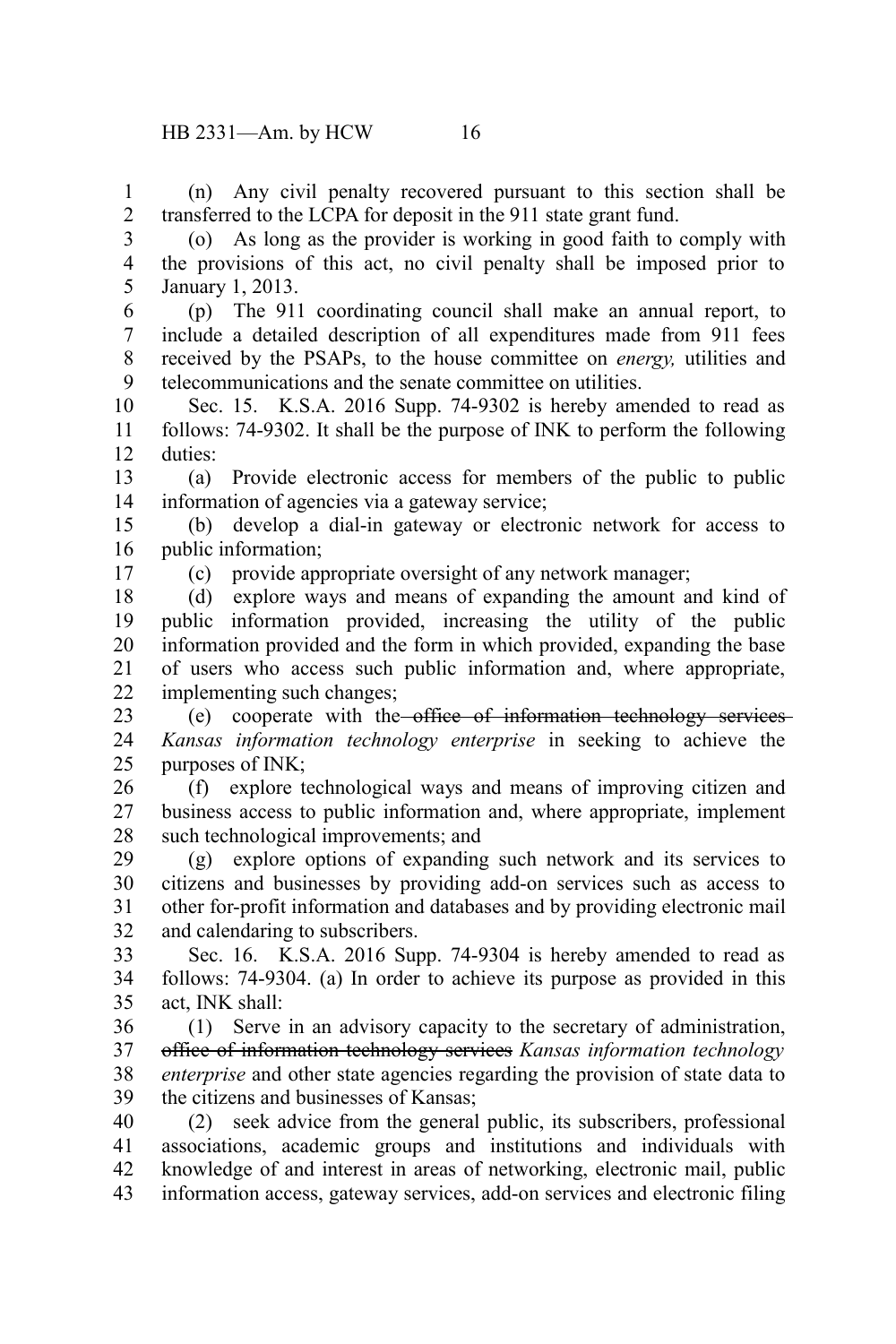(n) Any civil penalty recovered pursuant to this section shall be transferred to the LCPA for deposit in the 911 state grant fund.

(o) As long as the provider is working in good faith to comply with the provisions of this act, no civil penalty shall be imposed prior to January 1, 2013.

(p) The 911 coordinating council shall make an annual report, to include a detailed description of all expenditures made from 911 fees received by the PSAPs, to the house committee on *energy,* utilities and telecommunications and the senate committee on utilities.

Sec. 15. K.S.A. 2016 Supp. 74-9302 is hereby amended to read as follows: 74-9302. It shall be the purpose of INK to perform the following duties:

(a) Provide electronic access for members of the public to public information of agencies via a gateway service;

(b) develop a dial-in gateway or electronic network for access to public information;

(c) provide appropriate oversight of any network manager;

(d) explore ways and means of expanding the amount and kind of public information provided, increasing the utility of the public information provided and the form in which provided, expanding the base of users who access such public information and, where appropriate, implementing such changes;

(e) cooperate with the ~~office of information technology services~~ *Kansas information technology enterprise* in seeking to achieve the purposes of INK;

(f) explore technological ways and means of improving citizen and business access to public information and, where appropriate, implement such technological improvements; and

(g) explore options of expanding such network and its services to citizens and businesses by providing add-on services such as access to other for-profit information and databases and by providing electronic mail and calendaring to subscribers.

Sec. 16. K.S.A. 2016 Supp. 74-9304 is hereby amended to read as follows: 74-9304. (a) In order to achieve its purpose as provided in this act, INK shall:

(1) Serve in an advisory capacity to the secretary of administration, ~~office of information technology services~~ *Kansas information technology enterprise* and other state agencies regarding the provision of state data to the citizens and businesses of Kansas;

(2) seek advice from the general public, its subscribers, professional associations, academic groups and institutions and individuals with knowledge of and interest in areas of networking, electronic mail, public information access, gateway services, add-on services and electronic filing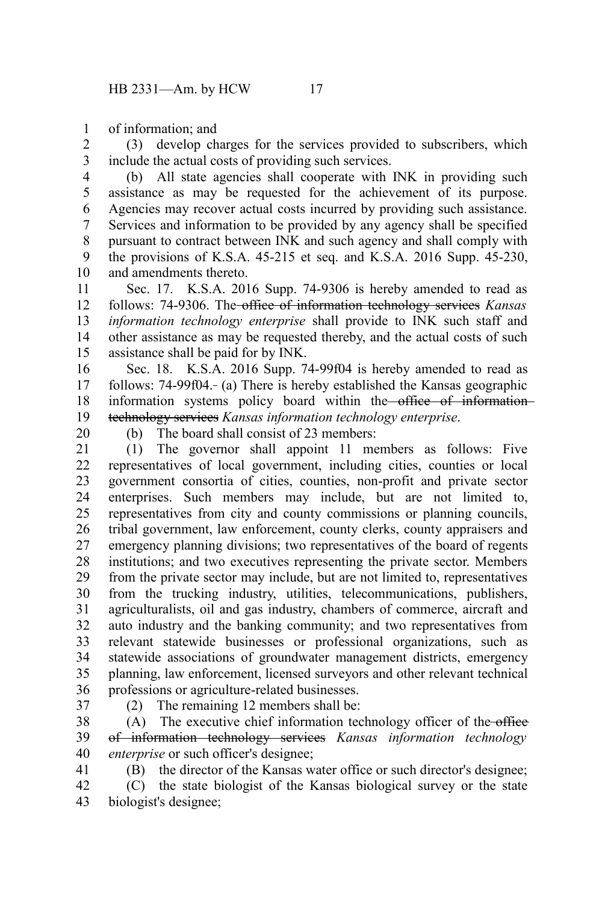of information; and

(3) develop charges for the services provided to subscribers, which include the actual costs of providing such services.

(b) All state agencies shall cooperate with INK in providing such assistance as may be requested for the achievement of its purpose. Agencies may recover actual costs incurred by providing such assistance. Services and information to be provided by any agency shall be specified pursuant to contract between INK and such agency and shall comply with the provisions of K.S.A. 45-215 et seq. and K.S.A. 2016 Supp. 45-230, and amendments thereto.

Sec. 17. K.S.A. 2016 Supp. 74-9306 is hereby amended to read as follows: 74-9306. The ~~office of information technology services~~ *Kansas information technology enterprise* shall provide to INK such staff and other assistance as may be requested thereby, and the actual costs of such assistance shall be paid for by INK.

Sec. 18. K.S.A. 2016 Supp. 74-99f04 is hereby amended to read as follows: 74-99f04. (a) There is hereby established the Kansas geographic information systems policy board within the ~~office of information technology services~~ *Kansas information technology enterprise*.

(b) The board shall consist of 23 members:

(1) The governor shall appoint 11 members as follows: Five representatives of local government, including cities, counties or local government consortia of cities, counties, non-profit and private sector enterprises. Such members may include, but are not limited to, representatives from city and county commissions or planning councils, tribal government, law enforcement, county clerks, county appraisers and emergency planning divisions; two representatives of the board of regents institutions; and two executives representing the private sector. Members from the private sector may include, but are not limited to, representatives from the trucking industry, utilities, telecommunications, publishers, agriculturalists, oil and gas industry, chambers of commerce, aircraft and auto industry and the banking community; and two representatives from relevant statewide businesses or professional organizations, such as statewide associations of groundwater management districts, emergency planning, law enforcement, licensed surveyors and other relevant technical professions or agriculture-related businesses.

(2) The remaining 12 members shall be:

(A) The executive chief information technology officer of the ~~office of information technology services~~ *Kansas information technology enterprise* or such officer's designee;

(B) the director of the Kansas water office or such director's designee;

(C) the state biologist of the Kansas biological survey or the state biologist's designee;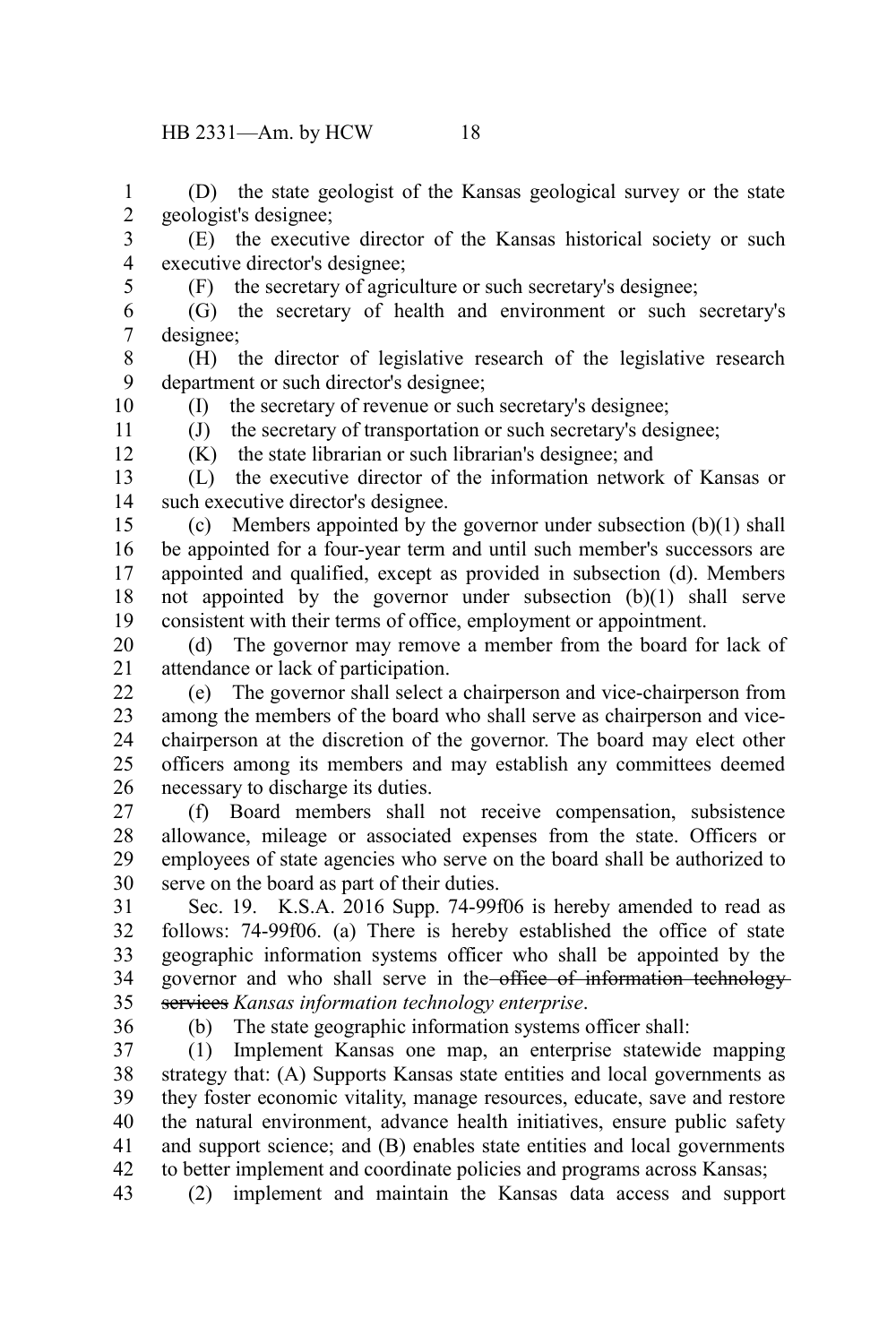(D) the state geologist of the Kansas geological survey or the state geologist's designee;

(E) the executive director of the Kansas historical society or such executive director's designee;

(F) the secretary of agriculture or such secretary's designee;

(G) the secretary of health and environment or such secretary's designee;

(H) the director of legislative research of the legislative research department or such director's designee;

(I) the secretary of revenue or such secretary's designee;

(J) the secretary of transportation or such secretary's designee;

(K) the state librarian or such librarian's designee; and

(L) the executive director of the information network of Kansas or such executive director's designee.

(c) Members appointed by the governor under subsection (b)(1) shall be appointed for a four-year term and until such member's successors are appointed and qualified, except as provided in subsection (d). Members not appointed by the governor under subsection (b)(1) shall serve consistent with their terms of office, employment or appointment.

(d) The governor may remove a member from the board for lack of attendance or lack of participation.

(e) The governor shall select a chairperson and vice-chairperson from among the members of the board who shall serve as chairperson and vice-chairperson at the discretion of the governor. The board may elect other officers among its members and may establish any committees deemed necessary to discharge its duties.

(f) Board members shall not receive compensation, subsistence allowance, mileage or associated expenses from the state. Officers or employees of state agencies who serve on the board shall be authorized to serve on the board as part of their duties.

Sec. 19. K.S.A. 2016 Supp. 74-99f06 is hereby amended to read as follows: 74-99f06. (a) There is hereby established the office of state geographic information systems officer who shall be appointed by the governor and who shall serve in the ~~office of information technology services~~ *Kansas information technology enterprise*.

(b) The state geographic information systems officer shall:

(1) Implement Kansas one map, an enterprise statewide mapping strategy that: (A) Supports Kansas state entities and local governments as they foster economic vitality, manage resources, educate, save and restore the natural environment, advance health initiatives, ensure public safety and support science; and (B) enables state entities and local governments to better implement and coordinate policies and programs across Kansas;

(2) implement and maintain the Kansas data access and support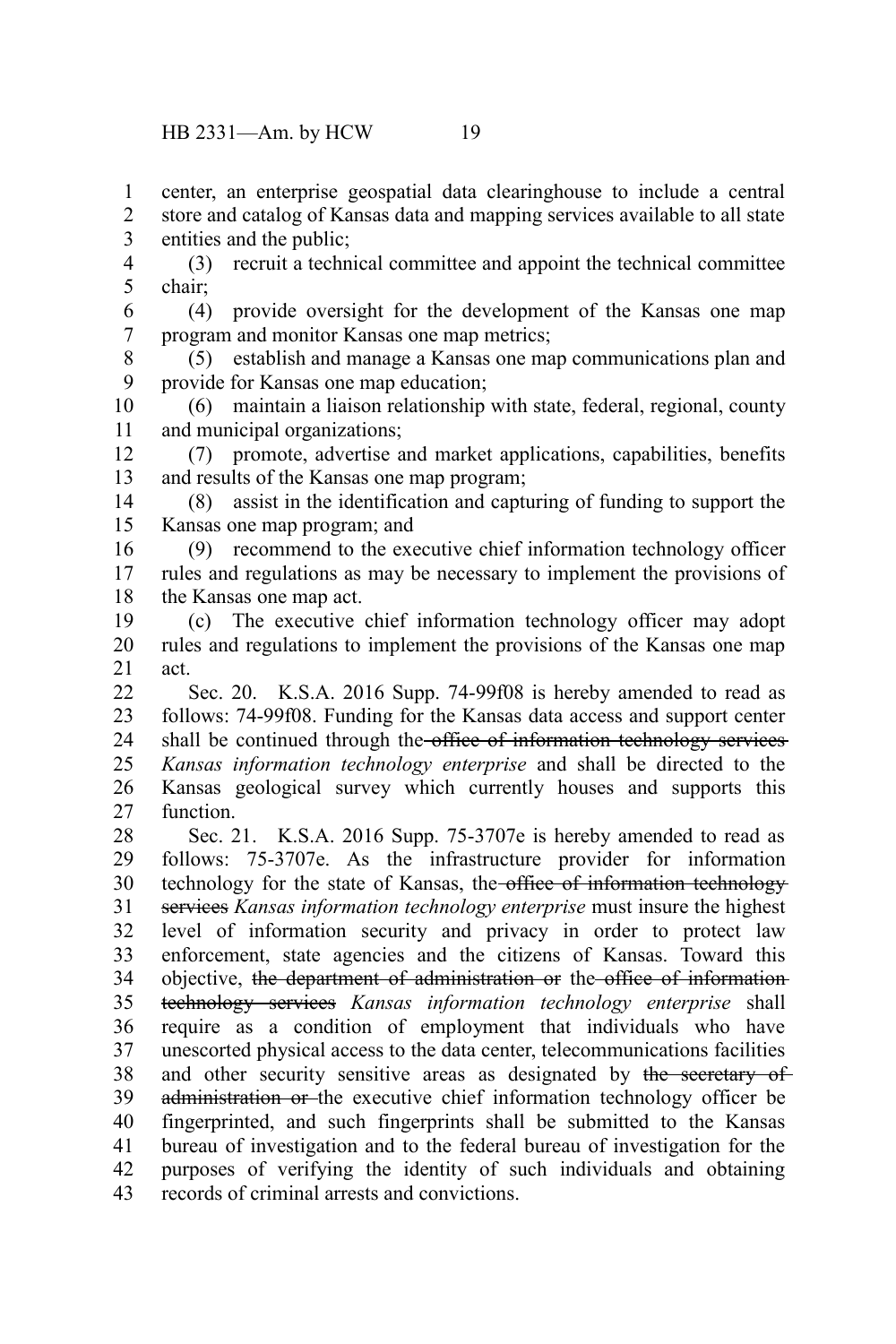center, an enterprise geospatial data clearinghouse to include a central store and catalog of Kansas data and mapping services available to all state entities and the public;

(3) recruit a technical committee and appoint the technical committee chair;

(4) provide oversight for the development of the Kansas one map program and monitor Kansas one map metrics;

(5) establish and manage a Kansas one map communications plan and provide for Kansas one map education;

(6) maintain a liaison relationship with state, federal, regional, county and municipal organizations;

(7) promote, advertise and market applications, capabilities, benefits and results of the Kansas one map program;

(8) assist in the identification and capturing of funding to support the Kansas one map program; and

(9) recommend to the executive chief information technology officer rules and regulations as may be necessary to implement the provisions of the Kansas one map act.

(c) The executive chief information technology officer may adopt rules and regulations to implement the provisions of the Kansas one map act.

Sec. 20. K.S.A. 2016 Supp. 74-99f08 is hereby amended to read as follows: 74-99f08. Funding for the Kansas data access and support center shall be continued through the ~~office of information technology services~~ *Kansas information technology enterprise* and shall be directed to the Kansas geological survey which currently houses and supports this function.

Sec. 21. K.S.A. 2016 Supp. 75-3707e is hereby amended to read as follows: 75-3707e. As the infrastructure provider for information technology for the state of Kansas, the ~~office of information technology services~~ *Kansas information technology enterprise* must insure the highest level of information security and privacy in order to protect law enforcement, state agencies and the citizens of Kansas. Toward this objective, ~~the department of administration or~~ the ~~office of information technology services~~ *Kansas information technology enterprise* shall require as a condition of employment that individuals who have unescorted physical access to the data center, telecommunications facilities and other security sensitive areas as designated by ~~the secretary of administration or~~ the executive chief information technology officer be fingerprinted, and such fingerprints shall be submitted to the Kansas bureau of investigation and to the federal bureau of investigation for the purposes of verifying the identity of such individuals and obtaining records of criminal arrests and convictions.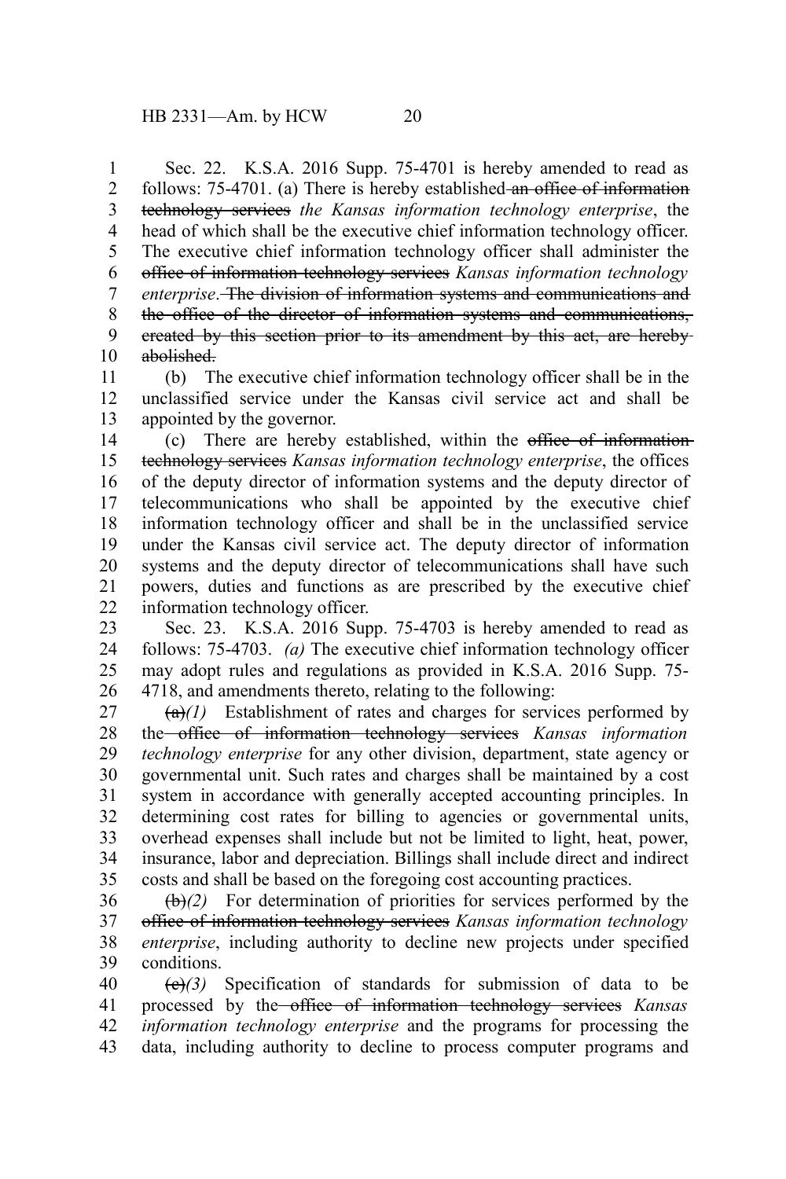Sec. 22. K.S.A. 2016 Supp. 75-4701 is hereby amended to read as follows: 75-4701. (a) There is hereby established ~~an office of information technology services~~ *the Kansas information technology enterprise*, the head of which shall be the executive chief information technology officer. The executive chief information technology officer shall administer the ~~office of information technology services~~ *Kansas information technology enterprise*. ~~The division of information systems and communications and the office of the director of information systems and communications, created by this section prior to its amendment by this act, are hereby abolished.~~

(b) The executive chief information technology officer shall be in the unclassified service under the Kansas civil service act and shall be appointed by the governor.

(c) There are hereby established, within the ~~office of information technology services~~ *Kansas information technology enterprise*, the offices of the deputy director of information systems and the deputy director of telecommunications who shall be appointed by the executive chief information technology officer and shall be in the unclassified service under the Kansas civil service act. The deputy director of information systems and the deputy director of telecommunications shall have such powers, duties and functions as are prescribed by the executive chief information technology officer.

Sec. 23. K.S.A. 2016 Supp. 75-4703 is hereby amended to read as follows: 75-4703. *(a)* The executive chief information technology officer may adopt rules and regulations as provided in K.S.A. 2016 Supp. 75-4718, and amendments thereto, relating to the following:

~~(a)~~*(1)* Establishment of rates and charges for services performed by the ~~office of information technology services~~ *Kansas information technology enterprise* for any other division, department, state agency or governmental unit. Such rates and charges shall be maintained by a cost system in accordance with generally accepted accounting principles. In determining cost rates for billing to agencies or governmental units, overhead expenses shall include but not be limited to light, heat, power, insurance, labor and depreciation. Billings shall include direct and indirect costs and shall be based on the foregoing cost accounting practices.

~~(b)~~*(2)* For determination of priorities for services performed by the ~~office of information technology services~~ *Kansas information technology enterprise*, including authority to decline new projects under specified conditions.

~~(c)~~*(3)* Specification of standards for submission of data to be processed by the ~~office of information technology services~~ *Kansas information technology enterprise* and the programs for processing the data, including authority to decline to process computer programs and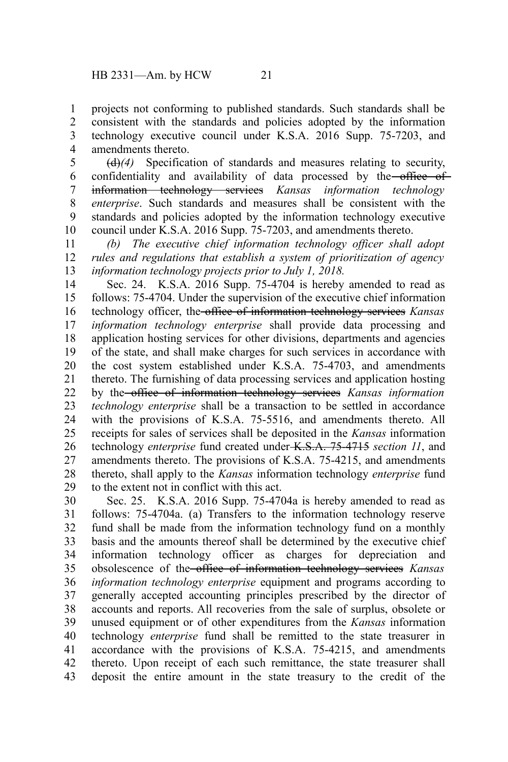projects not conforming to published standards. Such standards shall be consistent with the standards and policies adopted by the information technology executive council under K.S.A. 2016 Supp. 75-7203, and amendments thereto.

~~(d)~~*(4)* Specification of standards and measures relating to security, confidentiality and availability of data processed by the ~~office of information technology services~~ *Kansas information technology enterprise*. Such standards and measures shall be consistent with the standards and policies adopted by the information technology executive council under K.S.A. 2016 Supp. 75-7203, and amendments thereto.

*(b) The executive chief information technology officer shall adopt rules and regulations that establish a system of prioritization of agency information technology projects prior to July 1, 2018.*

Sec. 24. K.S.A. 2016 Supp. 75-4704 is hereby amended to read as follows: 75-4704. Under the supervision of the executive chief information technology officer, the ~~office of information technology services~~ *Kansas information technology enterprise* shall provide data processing and application hosting services for other divisions, departments and agencies of the state, and shall make charges for such services in accordance with the cost system established under K.S.A. 75-4703, and amendments thereto. The furnishing of data processing services and application hosting by the ~~office of information technology services~~ *Kansas information technology enterprise* shall be a transaction to be settled in accordance with the provisions of K.S.A. 75-5516, and amendments thereto. All receipts for sales of services shall be deposited in the *Kansas* information technology *enterprise* fund created under ~~K.S.A. 75-4715~~ *section 11*, and amendments thereto. The provisions of K.S.A. 75-4215, and amendments thereto, shall apply to the *Kansas* information technology *enterprise* fund to the extent not in conflict with this act.

Sec. 25. K.S.A. 2016 Supp. 75-4704a is hereby amended to read as follows: 75-4704a. (a) Transfers to the information technology reserve fund shall be made from the information technology fund on a monthly basis and the amounts thereof shall be determined by the executive chief information technology officer as charges for depreciation and obsolescence of the ~~office of information technology services~~ *Kansas information technology enterprise* equipment and programs according to generally accepted accounting principles prescribed by the director of accounts and reports. All recoveries from the sale of surplus, obsolete or unused equipment or of other expenditures from the *Kansas* information technology *enterprise* fund shall be remitted to the state treasurer in accordance with the provisions of K.S.A. 75-4215, and amendments thereto. Upon receipt of each such remittance, the state treasurer shall deposit the entire amount in the state treasury to the credit of the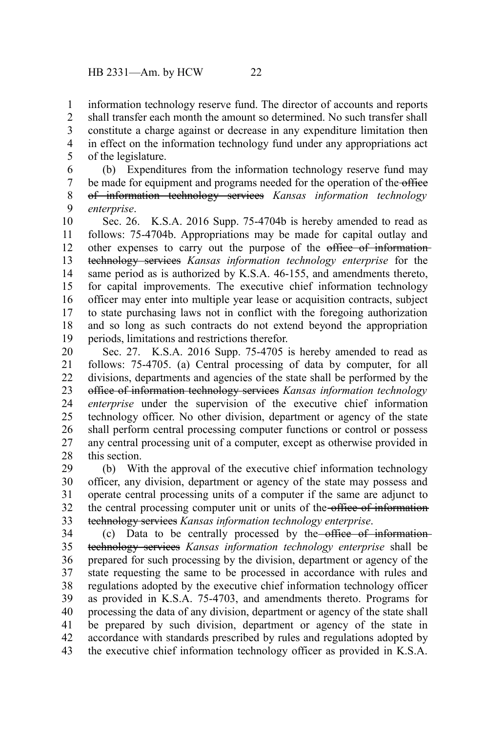information technology reserve fund. The director of accounts and reports shall transfer each month the amount so determined. No such transfer shall constitute a charge against or decrease in any expenditure limitation then in effect on the information technology fund under any appropriations act of the legislature.

(b) Expenditures from the information technology reserve fund may be made for equipment and programs needed for the operation of the ~~office of information technology services~~ *Kansas information technology enterprise*.

Sec. 26. K.S.A. 2016 Supp. 75-4704b is hereby amended to read as follows: 75-4704b. Appropriations may be made for capital outlay and other expenses to carry out the purpose of the ~~office of information technology services~~ *Kansas information technology enterprise* for the same period as is authorized by K.S.A. 46-155, and amendments thereto, for capital improvements. The executive chief information technology officer may enter into multiple year lease or acquisition contracts, subject to state purchasing laws not in conflict with the foregoing authorization and so long as such contracts do not extend beyond the appropriation periods, limitations and restrictions therefor.

Sec. 27. K.S.A. 2016 Supp. 75-4705 is hereby amended to read as follows: 75-4705. (a) Central processing of data by computer, for all divisions, departments and agencies of the state shall be performed by the ~~office of information technology services~~ *Kansas information technology enterprise* under the supervision of the executive chief information technology officer. No other division, department or agency of the state shall perform central processing computer functions or control or possess any central processing unit of a computer, except as otherwise provided in this section.

(b) With the approval of the executive chief information technology officer, any division, department or agency of the state may possess and operate central processing units of a computer if the same are adjunct to the central processing computer unit or units of the ~~office of information technology services~~ *Kansas information technology enterprise*.

(c) Data to be centrally processed by the ~~office of information technology services~~ *Kansas information technology enterprise* shall be prepared for such processing by the division, department or agency of the state requesting the same to be processed in accordance with rules and regulations adopted by the executive chief information technology officer as provided in K.S.A. 75-4703, and amendments thereto. Programs for processing the data of any division, department or agency of the state shall be prepared by such division, department or agency of the state in accordance with standards prescribed by rules and regulations adopted by the executive chief information technology officer as provided in K.S.A.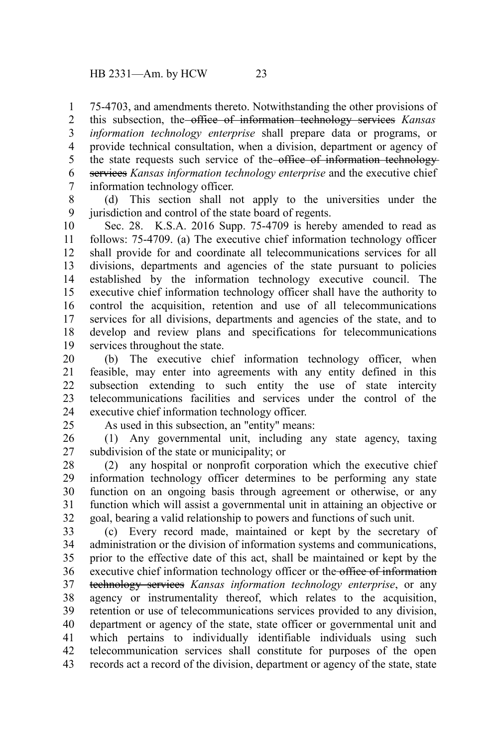75-4703, and amendments thereto. Notwithstanding the other provisions of this subsection, the ~~office of information technology services~~ *Kansas information technology enterprise* shall prepare data or programs, or provide technical consultation, when a division, department or agency of the state requests such service of the ~~office of information technology services~~ *Kansas information technology enterprise* and the executive chief information technology officer.

(d) This section shall not apply to the universities under the jurisdiction and control of the state board of regents.

Sec. 28. K.S.A. 2016 Supp. 75-4709 is hereby amended to read as follows: 75-4709. (a) The executive chief information technology officer shall provide for and coordinate all telecommunications services for all divisions, departments and agencies of the state pursuant to policies established by the information technology executive council. The executive chief information technology officer shall have the authority to control the acquisition, retention and use of all telecommunications services for all divisions, departments and agencies of the state, and to develop and review plans and specifications for telecommunications services throughout the state.

(b) The executive chief information technology officer, when feasible, may enter into agreements with any entity defined in this subsection extending to such entity the use of state intercity telecommunications facilities and services under the control of the executive chief information technology officer.

As used in this subsection, an "entity" means:

(1) Any governmental unit, including any state agency, taxing subdivision of the state or municipality; or

(2) any hospital or nonprofit corporation which the executive chief information technology officer determines to be performing any state function on an ongoing basis through agreement or otherwise, or any function which will assist a governmental unit in attaining an objective or goal, bearing a valid relationship to powers and functions of such unit.

(c) Every record made, maintained or kept by the secretary of administration or the division of information systems and communications, prior to the effective date of this act, shall be maintained or kept by the executive chief information technology officer or the ~~office of information technology services~~ *Kansas information technology enterprise*, or any agency or instrumentality thereof, which relates to the acquisition, retention or use of telecommunications services provided to any division, department or agency of the state, state officer or governmental unit and which pertains to individually identifiable individuals using such telecommunication services shall constitute for purposes of the open records act a record of the division, department or agency of the state, state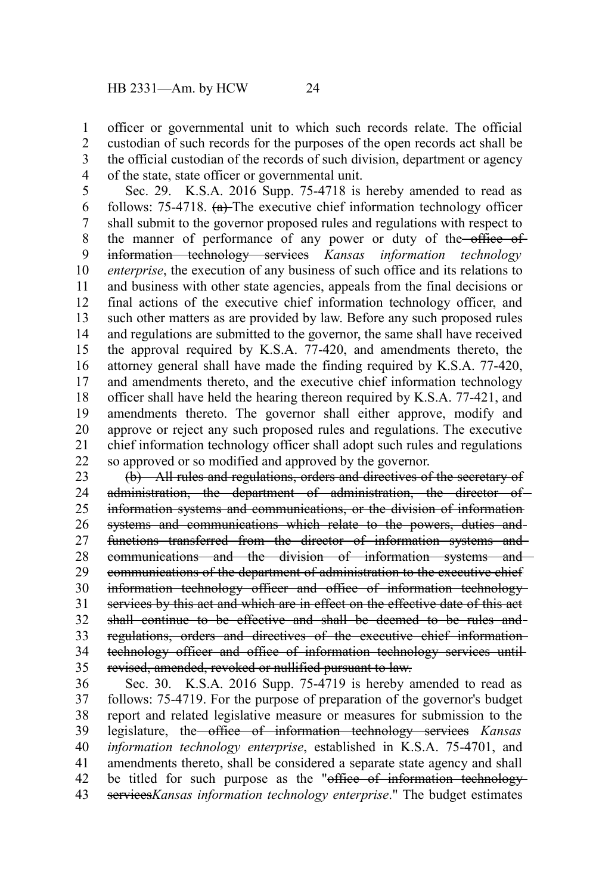officer or governmental unit to which such records relate. The official custodian of such records for the purposes of the open records act shall be the official custodian of the records of such division, department or agency of the state, state officer or governmental unit.

Sec. 29. K.S.A. 2016 Supp. 75-4718 is hereby amended to read as follows: 75-4718. ~~(a)~~ The executive chief information technology officer shall submit to the governor proposed rules and regulations with respect to the manner of performance of any power or duty of the ~~office of information technology services~~ *Kansas information technology enterprise*, the execution of any business of such office and its relations to and business with other state agencies, appeals from the final decisions or final actions of the executive chief information technology officer, and such other matters as are provided by law. Before any such proposed rules and regulations are submitted to the governor, the same shall have received the approval required by K.S.A. 77-420, and amendments thereto, the attorney general shall have made the finding required by K.S.A. 77-420, and amendments thereto, and the executive chief information technology officer shall have held the hearing thereon required by K.S.A. 77-421, and amendments thereto. The governor shall either approve, modify and approve or reject any such proposed rules and regulations. The executive chief information technology officer shall adopt such rules and regulations so approved or so modified and approved by the governor.

~~(b) All rules and regulations, orders and directives of the secretary of administration, the department of administration, the director of information systems and communications, or the division of information systems and communications which relate to the powers, duties and functions transferred from the director of information systems and communications and the division of information systems and communications of the department of administration to the executive chief information technology officer and office of information technology services by this act and which are in effect on the effective date of this act shall continue to be effective and shall be deemed to be rules and regulations, orders and directives of the executive chief information technology officer and office of information technology services until revised, amended, revoked or nullified pursuant to law.~~

Sec. 30. K.S.A. 2016 Supp. 75-4719 is hereby amended to read as follows: 75-4719. For the purpose of preparation of the governor's budget report and related legislative measure or measures for submission to the legislature, the ~~office of information technology services~~ *Kansas information technology enterprise*, established in K.S.A. 75-4701, and amendments thereto, shall be considered a separate state agency and shall be titled for such purpose as the "~~office of information technology services~~*Kansas information technology enterprise*." The budget estimates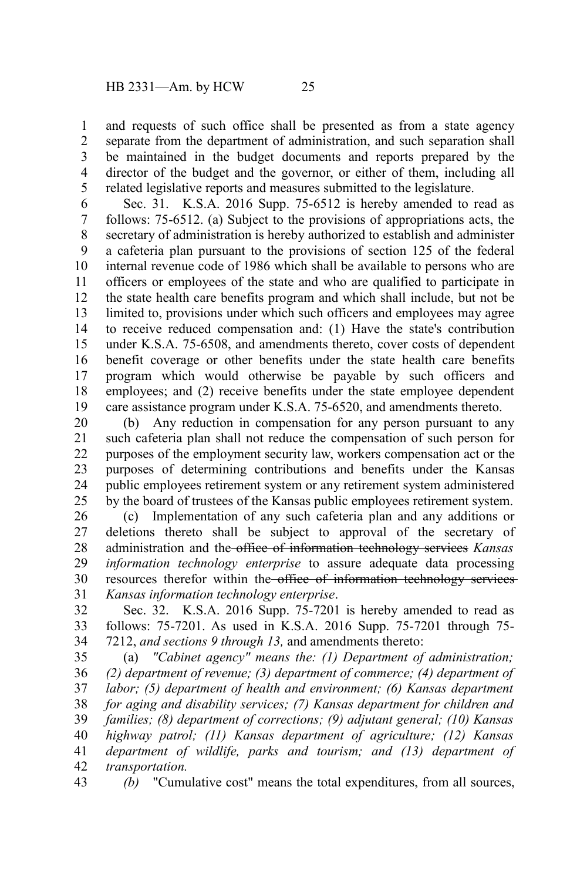and requests of such office shall be presented as from a state agency separate from the department of administration, and such separation shall be maintained in the budget documents and reports prepared by the director of the budget and the governor, or either of them, including all related legislative reports and measures submitted to the legislature.

Sec. 31. K.S.A. 2016 Supp. 75-6512 is hereby amended to read as follows: 75-6512. (a) Subject to the provisions of appropriations acts, the secretary of administration is hereby authorized to establish and administer a cafeteria plan pursuant to the provisions of section 125 of the federal internal revenue code of 1986 which shall be available to persons who are officers or employees of the state and who are qualified to participate in the state health care benefits program and which shall include, but not be limited to, provisions under which such officers and employees may agree to receive reduced compensation and: (1) Have the state's contribution under K.S.A. 75-6508, and amendments thereto, cover costs of dependent benefit coverage or other benefits under the state health care benefits program which would otherwise be payable by such officers and employees; and (2) receive benefits under the state employee dependent care assistance program under K.S.A. 75-6520, and amendments thereto.

(b) Any reduction in compensation for any person pursuant to any such cafeteria plan shall not reduce the compensation of such person for purposes of the employment security law, workers compensation act or the purposes of determining contributions and benefits under the Kansas public employees retirement system or any retirement system administered by the board of trustees of the Kansas public employees retirement system.

(c) Implementation of any such cafeteria plan and any additions or deletions thereto shall be subject to approval of the secretary of administration and the ~~office of information technology services~~ *Kansas information technology enterprise* to assure adequate data processing resources therefor within the ~~office of information technology services~~ *Kansas information technology enterprise*.

Sec. 32. K.S.A. 2016 Supp. 75-7201 is hereby amended to read as follows: 75-7201. As used in K.S.A. 2016 Supp. 75-7201 through 75-7212, *and sections 9 through 13,* and amendments thereto:

(a) *"Cabinet agency" means the: (1) Department of administration; (2) department of revenue; (3) department of commerce; (4) department of labor; (5) department of health and environment; (6) Kansas department for aging and disability services; (7) Kansas department for children and families; (8) department of corrections; (9) adjutant general; (10) Kansas highway patrol; (11) Kansas department of agriculture; (12) Kansas department of wildlife, parks and tourism; and (13) department of transportation.*

*(b)* "Cumulative cost" means the total expenditures, from all sources,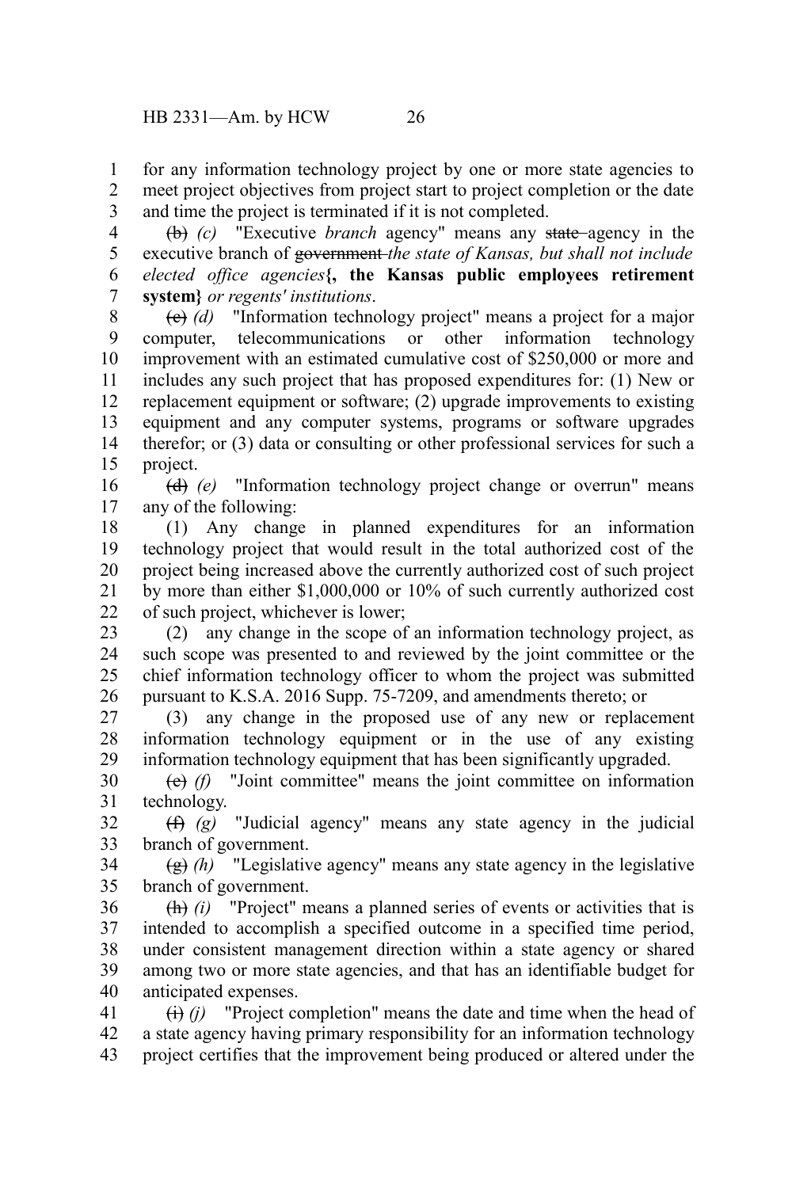for any information technology project by one or more state agencies to meet project objectives from project start to project completion or the date and time the project is terminated if it is not completed.

~~(b)~~ *(c)* "Executive *branch* agency" means any ~~state~~ agency in the executive branch of ~~government~~ *the state of Kansas, but shall not include elected office agencies*{**, the Kansas public employees retirement system**} *or regents' institutions*.

~~(c)~~ *(d)* "Information technology project" means a project for a major computer, telecommunications or other information technology improvement with an estimated cumulative cost of $250,000 or more and includes any such project that has proposed expenditures for: (1) New or replacement equipment or software; (2) upgrade improvements to existing equipment and any computer systems, programs or software upgrades therefor; or (3) data or consulting or other professional services for such a project.

~~(d)~~ *(e)* "Information technology project change or overrun" means any of the following:

(1) Any change in planned expenditures for an information technology project that would result in the total authorized cost of the project being increased above the currently authorized cost of such project by more than either $1,000,000 or 10% of such currently authorized cost of such project, whichever is lower;

(2) any change in the scope of an information technology project, as such scope was presented to and reviewed by the joint committee or the chief information technology officer to whom the project was submitted pursuant to K.S.A. 2016 Supp. 75-7209, and amendments thereto; or

(3) any change in the proposed use of any new or replacement information technology equipment or in the use of any existing information technology equipment that has been significantly upgraded.

~~(e)~~ *(f)* "Joint committee" means the joint committee on information technology.

~~(f)~~ *(g)* "Judicial agency" means any state agency in the judicial branch of government.

~~(g)~~ *(h)* "Legislative agency" means any state agency in the legislative branch of government.

~~(h)~~ *(i)* "Project" means a planned series of events or activities that is intended to accomplish a specified outcome in a specified time period, under consistent management direction within a state agency or shared among two or more state agencies, and that has an identifiable budget for anticipated expenses.

~~(i)~~ *(j)* "Project completion" means the date and time when the head of a state agency having primary responsibility for an information technology project certifies that the improvement being produced or altered under the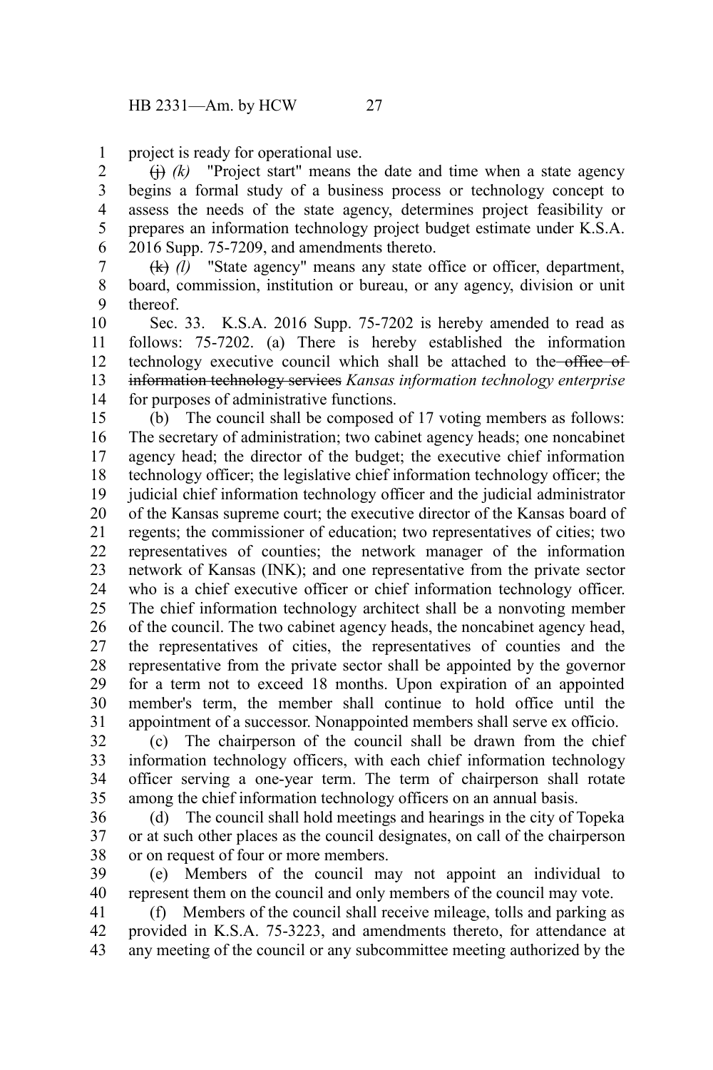project is ready for operational use.

~~(j)~~ *(k)* "Project start" means the date and time when a state agency begins a formal study of a business process or technology concept to assess the needs of the state agency, determines project feasibility or prepares an information technology project budget estimate under K.S.A. 2016 Supp. 75-7209, and amendments thereto.

~~(k)~~ *(l)* "State agency" means any state office or officer, department, board, commission, institution or bureau, or any agency, division or unit thereof.

Sec. 33. K.S.A. 2016 Supp. 75-7202 is hereby amended to read as follows: 75-7202. (a) There is hereby established the information technology executive council which shall be attached to the ~~office of information technology services~~ *Kansas information technology enterprise* for purposes of administrative functions.

(b) The council shall be composed of 17 voting members as follows: The secretary of administration; two cabinet agency heads; one noncabinet agency head; the director of the budget; the executive chief information technology officer; the legislative chief information technology officer; the judicial chief information technology officer and the judicial administrator of the Kansas supreme court; the executive director of the Kansas board of regents; the commissioner of education; two representatives of cities; two representatives of counties; the network manager of the information network of Kansas (INK); and one representative from the private sector who is a chief executive officer or chief information technology officer. The chief information technology architect shall be a nonvoting member of the council. The two cabinet agency heads, the noncabinet agency head, the representatives of cities, the representatives of counties and the representative from the private sector shall be appointed by the governor for a term not to exceed 18 months. Upon expiration of an appointed member's term, the member shall continue to hold office until the appointment of a successor. Nonappointed members shall serve ex officio.

(c) The chairperson of the council shall be drawn from the chief information technology officers, with each chief information technology officer serving a one-year term. The term of chairperson shall rotate among the chief information technology officers on an annual basis.

(d) The council shall hold meetings and hearings in the city of Topeka or at such other places as the council designates, on call of the chairperson or on request of four or more members.

(e) Members of the council may not appoint an individual to represent them on the council and only members of the council may vote.

(f) Members of the council shall receive mileage, tolls and parking as provided in K.S.A. 75-3223, and amendments thereto, for attendance at any meeting of the council or any subcommittee meeting authorized by the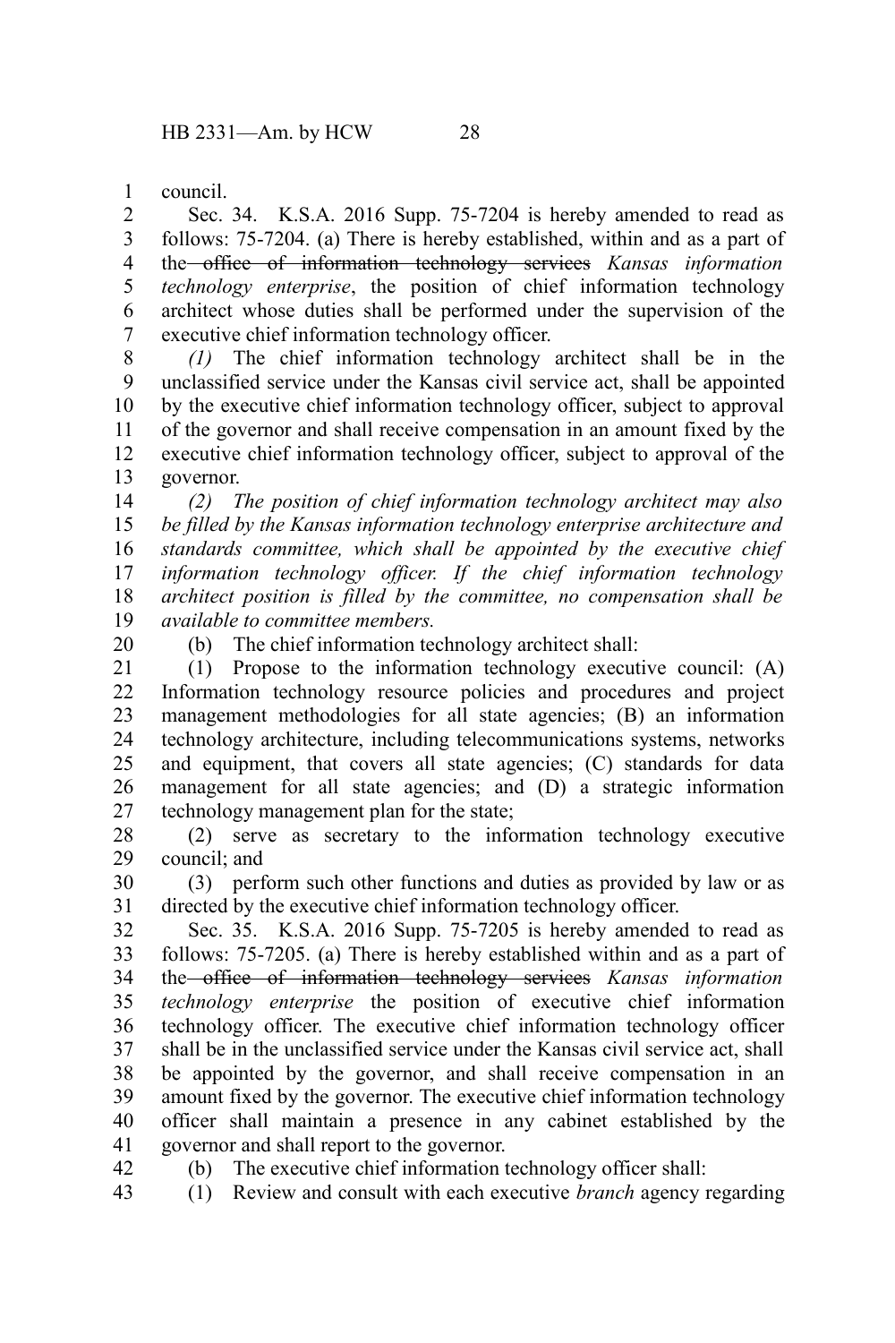council.

Sec. 34. K.S.A. 2016 Supp. 75-7204 is hereby amended to read as follows: 75-7204. (a) There is hereby established, within and as a part of the ~~office of information technology services~~ *Kansas information technology enterprise*, the position of chief information technology architect whose duties shall be performed under the supervision of the executive chief information technology officer.

*(1)* The chief information technology architect shall be in the unclassified service under the Kansas civil service act, shall be appointed by the executive chief information technology officer, subject to approval of the governor and shall receive compensation in an amount fixed by the executive chief information technology officer, subject to approval of the governor.

*(2) The position of chief information technology architect may also be filled by the Kansas information technology enterprise architecture and standards committee, which shall be appointed by the executive chief information technology officer. If the chief information technology architect position is filled by the committee, no compensation shall be available to committee members.*

(b) The chief information technology architect shall:

(1) Propose to the information technology executive council: (A) Information technology resource policies and procedures and project management methodologies for all state agencies; (B) an information technology architecture, including telecommunications systems, networks and equipment, that covers all state agencies; (C) standards for data management for all state agencies; and (D) a strategic information technology management plan for the state;

(2) serve as secretary to the information technology executive council; and

(3) perform such other functions and duties as provided by law or as directed by the executive chief information technology officer.

Sec. 35. K.S.A. 2016 Supp. 75-7205 is hereby amended to read as follows: 75-7205. (a) There is hereby established within and as a part of the ~~office of information technology services~~ *Kansas information technology enterprise* the position of executive chief information technology officer. The executive chief information technology officer shall be in the unclassified service under the Kansas civil service act, shall be appointed by the governor, and shall receive compensation in an amount fixed by the governor. The executive chief information technology officer shall maintain a presence in any cabinet established by the governor and shall report to the governor.

(b) The executive chief information technology officer shall:

(1) Review and consult with each executive *branch* agency regarding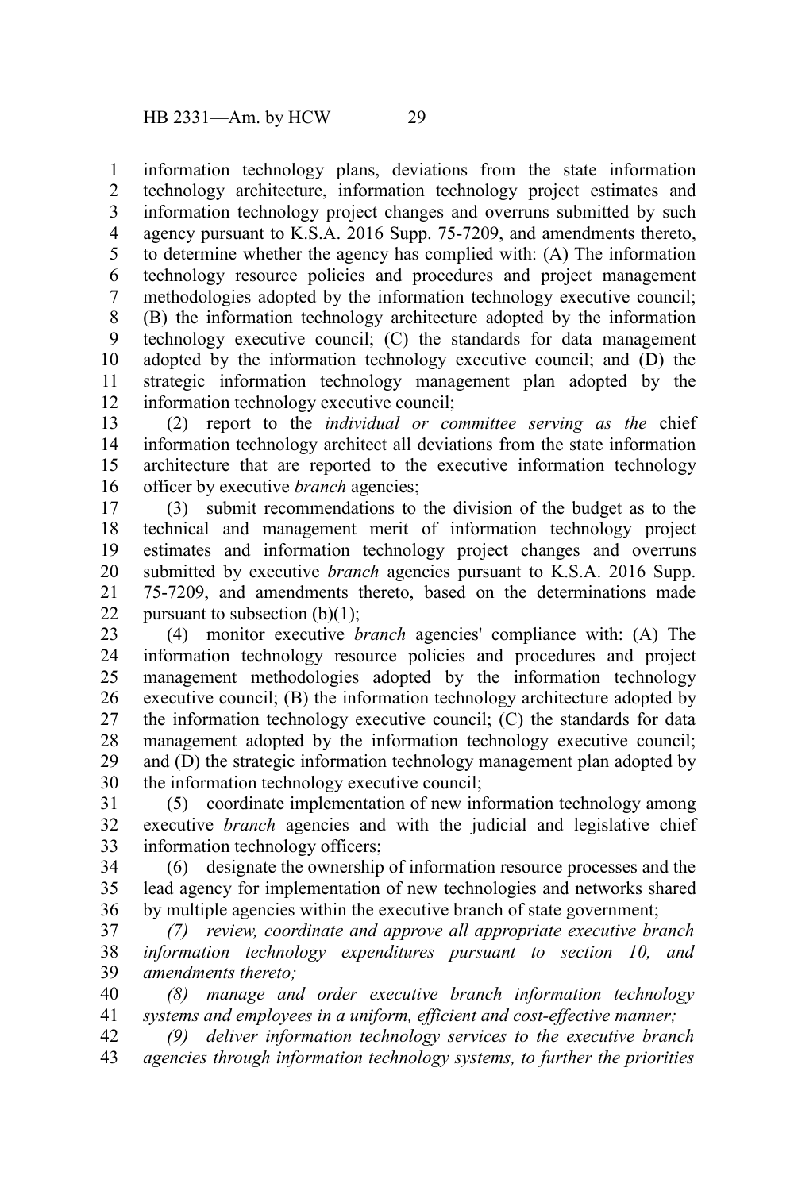information technology plans, deviations from the state information technology architecture, information technology project estimates and information technology project changes and overruns submitted by such agency pursuant to K.S.A. 2016 Supp. 75-7209, and amendments thereto, to determine whether the agency has complied with: (A) The information technology resource policies and procedures and project management methodologies adopted by the information technology executive council; (B) the information technology architecture adopted by the information technology executive council; (C) the standards for data management adopted by the information technology executive council; and (D) the strategic information technology management plan adopted by the information technology executive council;

(2) report to the *individual or committee serving as the* chief information technology architect all deviations from the state information architecture that are reported to the executive information technology officer by executive *branch* agencies;

(3) submit recommendations to the division of the budget as to the technical and management merit of information technology project estimates and information technology project changes and overruns submitted by executive *branch* agencies pursuant to K.S.A. 2016 Supp. 75-7209, and amendments thereto, based on the determinations made pursuant to subsection (b)(1);

(4) monitor executive *branch* agencies' compliance with: (A) The information technology resource policies and procedures and project management methodologies adopted by the information technology executive council; (B) the information technology architecture adopted by the information technology executive council; (C) the standards for data management adopted by the information technology executive council; and (D) the strategic information technology management plan adopted by the information technology executive council;

(5) coordinate implementation of new information technology among executive *branch* agencies and with the judicial and legislative chief information technology officers;

(6) designate the ownership of information resource processes and the lead agency for implementation of new technologies and networks shared by multiple agencies within the executive branch of state government;

*(7) review, coordinate and approve all appropriate executive branch information technology expenditures pursuant to section 10, and amendments thereto;*

*(8) manage and order executive branch information technology systems and employees in a uniform, efficient and cost-effective manner;*

*(9) deliver information technology services to the executive branch agencies through information technology systems, to further the priorities*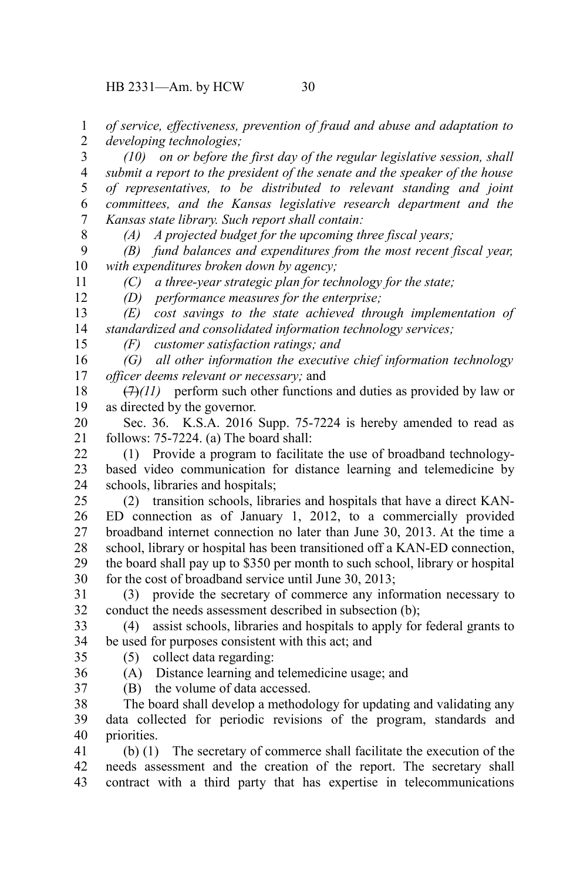*of service, effectiveness, prevention of fraud and abuse and adaptation to developing technologies;*

*(10) on or before the first day of the regular legislative session, shall submit a report to the president of the senate and the speaker of the house of representatives, to be distributed to relevant standing and joint committees, and the Kansas legislative research department and the Kansas state library. Such report shall contain:*

*(A) A projected budget for the upcoming three fiscal years;*

*(B) fund balances and expenditures from the most recent fiscal year, with expenditures broken down by agency;*

*(C) a three-year strategic plan for technology for the state;*

*(D) performance measures for the enterprise;*

*(E) cost savings to the state achieved through implementation of standardized and consolidated information technology services;*

*(F) customer satisfaction ratings; and*

*(G) all other information the executive chief information technology officer deems relevant or necessary;* and

~~(7)~~*(11)* perform such other functions and duties as provided by law or as directed by the governor.

Sec. 36. K.S.A. 2016 Supp. 75-7224 is hereby amended to read as follows: 75-7224. (a) The board shall:

(1) Provide a program to facilitate the use of broadband technology-based video communication for distance learning and telemedicine by schools, libraries and hospitals;

(2) transition schools, libraries and hospitals that have a direct KAN-ED connection as of January 1, 2012, to a commercially provided broadband internet connection no later than June 30, 2013. At the time a school, library or hospital has been transitioned off a KAN-ED connection, the board shall pay up to $350 per month to such school, library or hospital for the cost of broadband service until June 30, 2013;

(3) provide the secretary of commerce any information necessary to conduct the needs assessment described in subsection (b);

(4) assist schools, libraries and hospitals to apply for federal grants to be used for purposes consistent with this act; and

(5) collect data regarding:

(A) Distance learning and telemedicine usage; and

(B) the volume of data accessed.

The board shall develop a methodology for updating and validating any data collected for periodic revisions of the program, standards and priorities.

(b) (1) The secretary of commerce shall facilitate the execution of the needs assessment and the creation of the report. The secretary shall contract with a third party that has expertise in telecommunications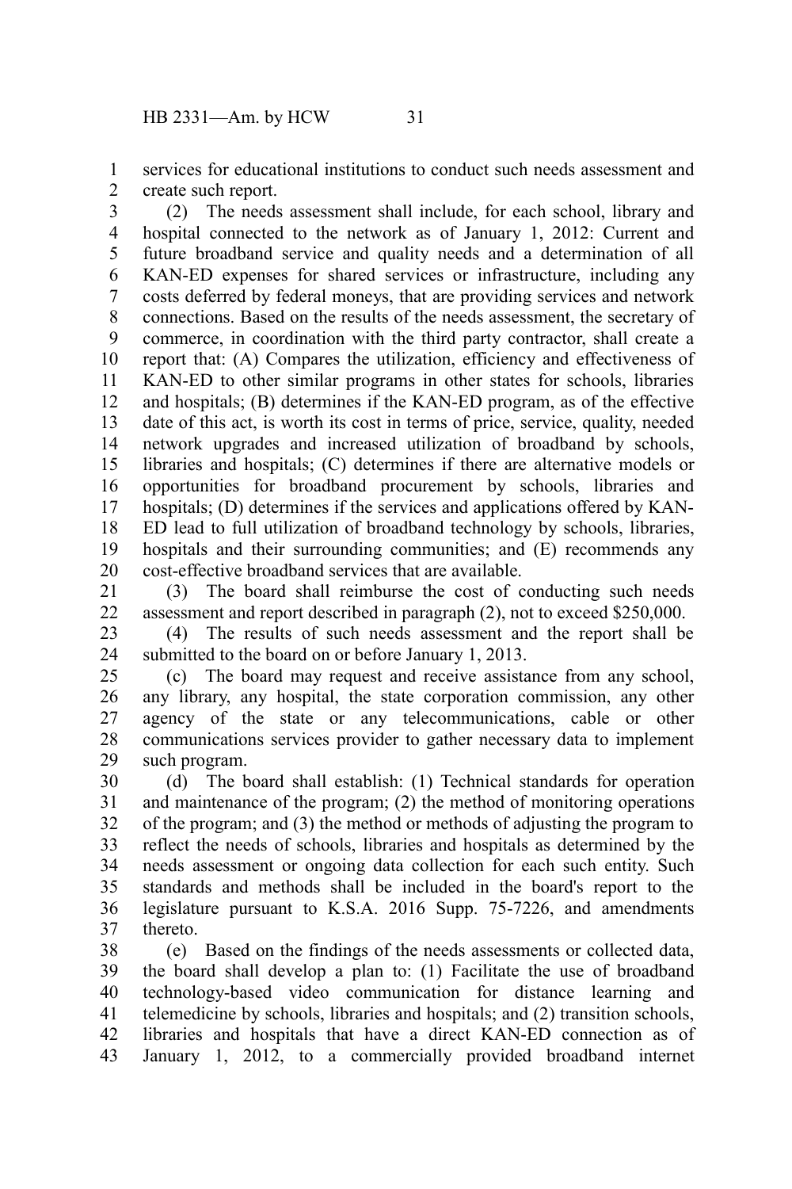services for educational institutions to conduct such needs assessment and create such report.

(2) The needs assessment shall include, for each school, library and hospital connected to the network as of January 1, 2012: Current and future broadband service and quality needs and a determination of all KAN-ED expenses for shared services or infrastructure, including any costs deferred by federal moneys, that are providing services and network connections. Based on the results of the needs assessment, the secretary of commerce, in coordination with the third party contractor, shall create a report that: (A) Compares the utilization, efficiency and effectiveness of KAN-ED to other similar programs in other states for schools, libraries and hospitals; (B) determines if the KAN-ED program, as of the effective date of this act, is worth its cost in terms of price, service, quality, needed network upgrades and increased utilization of broadband by schools, libraries and hospitals; (C) determines if there are alternative models or opportunities for broadband procurement by schools, libraries and hospitals; (D) determines if the services and applications offered by KAN-ED lead to full utilization of broadband technology by schools, libraries, hospitals and their surrounding communities; and (E) recommends any cost-effective broadband services that are available.

(3) The board shall reimburse the cost of conducting such needs assessment and report described in paragraph (2), not to exceed $250,000.

(4) The results of such needs assessment and the report shall be submitted to the board on or before January 1, 2013.

(c) The board may request and receive assistance from any school, any library, any hospital, the state corporation commission, any other agency of the state or any telecommunications, cable or other communications services provider to gather necessary data to implement such program.

(d) The board shall establish: (1) Technical standards for operation and maintenance of the program; (2) the method of monitoring operations of the program; and (3) the method or methods of adjusting the program to reflect the needs of schools, libraries and hospitals as determined by the needs assessment or ongoing data collection for each such entity. Such standards and methods shall be included in the board's report to the legislature pursuant to K.S.A. 2016 Supp. 75-7226, and amendments thereto.

(e) Based on the findings of the needs assessments or collected data, the board shall develop a plan to: (1) Facilitate the use of broadband technology-based video communication for distance learning and telemedicine by schools, libraries and hospitals; and (2) transition schools, libraries and hospitals that have a direct KAN-ED connection as of January 1, 2012, to a commercially provided broadband internet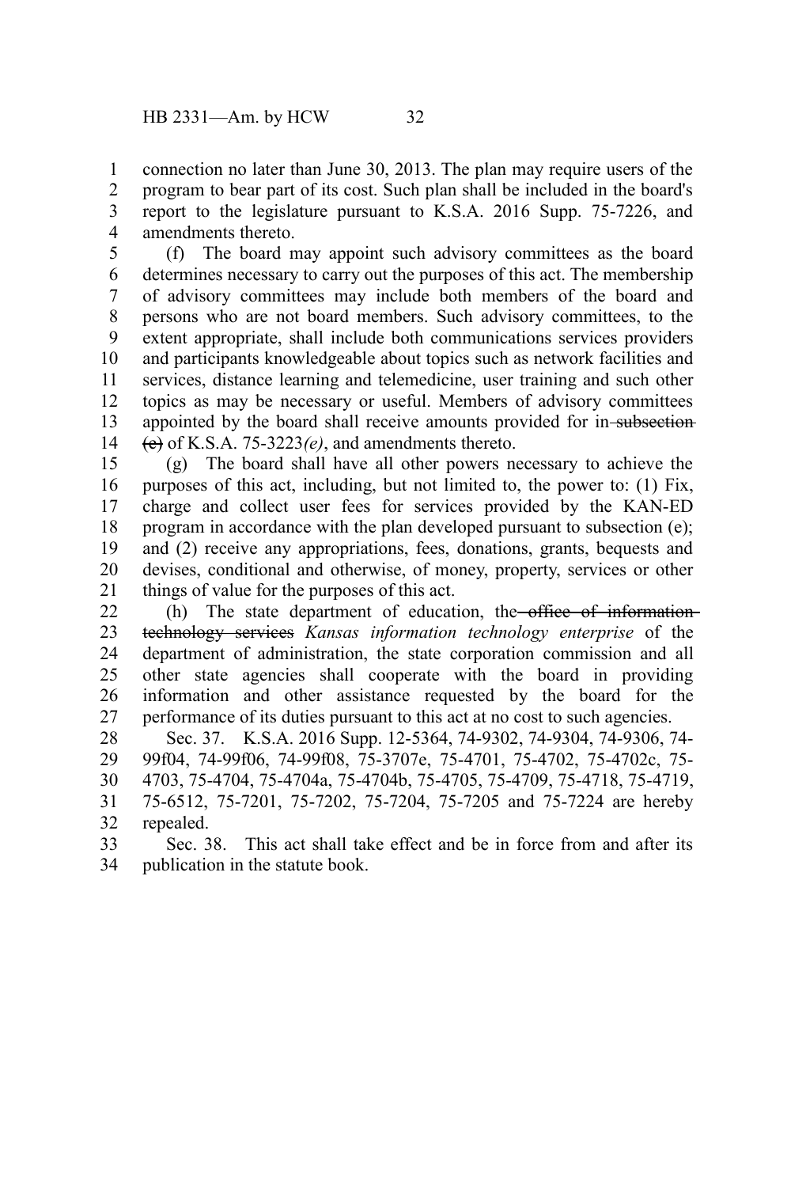connection no later than June 30, 2013. The plan may require users of the program to bear part of its cost. Such plan shall be included in the board's report to the legislature pursuant to K.S.A. 2016 Supp. 75-7226, and amendments thereto.

(f) The board may appoint such advisory committees as the board determines necessary to carry out the purposes of this act. The membership of advisory committees may include both members of the board and persons who are not board members. Such advisory committees, to the extent appropriate, shall include both communications services providers and participants knowledgeable about topics such as network facilities and services, distance learning and telemedicine, user training and such other topics as may be necessary or useful. Members of advisory committees appointed by the board shall receive amounts provided for in ~~subsection (e)~~ of K.S.A. 75-3223*(e)*, and amendments thereto.

(g) The board shall have all other powers necessary to achieve the purposes of this act, including, but not limited to, the power to: (1) Fix, charge and collect user fees for services provided by the KAN-ED program in accordance with the plan developed pursuant to subsection (e); and (2) receive any appropriations, fees, donations, grants, bequests and devises, conditional and otherwise, of money, property, services or other things of value for the purposes of this act.

(h) The state department of education, the ~~office of information technology services~~ *Kansas information technology enterprise* of the department of administration, the state corporation commission and all other state agencies shall cooperate with the board in providing information and other assistance requested by the board for the performance of its duties pursuant to this act at no cost to such agencies.

Sec. 37. K.S.A. 2016 Supp. 12-5364, 74-9302, 74-9304, 74-9306, 74-99f04, 74-99f06, 74-99f08, 75-3707e, 75-4701, 75-4702, 75-4702c, 75-4703, 75-4704, 75-4704a, 75-4704b, 75-4705, 75-4709, 75-4718, 75-4719, 75-6512, 75-7201, 75-7202, 75-7204, 75-7205 and 75-7224 are hereby repealed.

Sec. 38. This act shall take effect and be in force from and after its publication in the statute book.